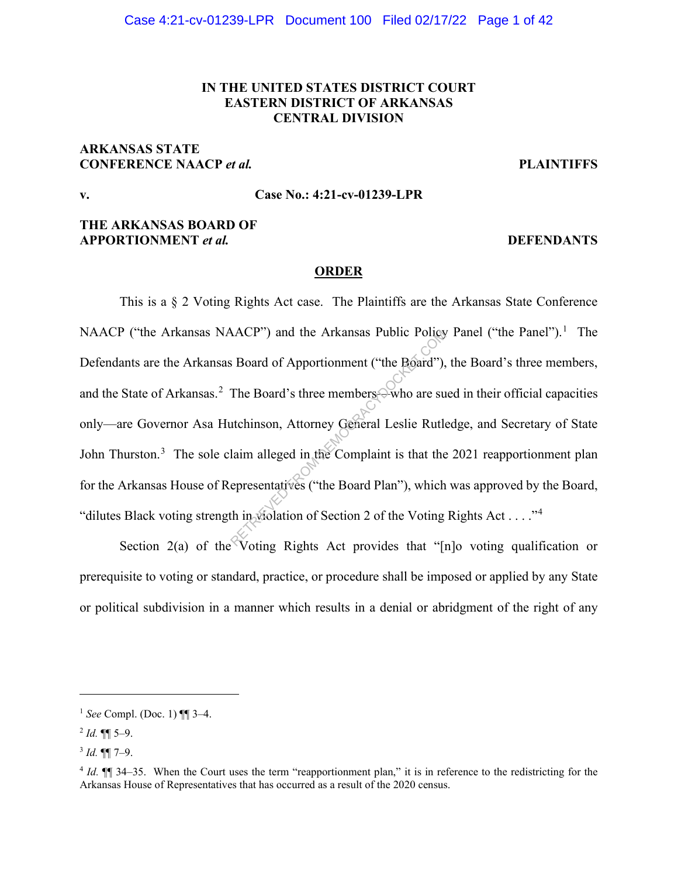**IN THE UNITED STATES DISTRICT COURT**
**EASTERN DISTRICT OF ARKANSAS**
**CENTRAL DIVISION**

**ARKANSAS STATE CONFERENCE NAACP *et al.*** — **PLAINTIFFS**

**v.** — **Case No.: 4:21-cv-01239-LPR**

**THE ARKANSAS BOARD OF APPORTIONMENT *et al.*** — **DEFENDANTS**

## ORDER

This is a § 2 Voting Rights Act case. The Plaintiffs are the Arkansas State Conference NAACP ("the Arkansas NAACP") and the Arkansas Public Policy Panel ("the Panel").[1] The Defendants are the Arkansas Board of Apportionment ("the Board"), the Board's three members, and the State of Arkansas.[2] The Board's three members—who are sued in their official capacities only—are Governor Asa Hutchinson, Attorney General Leslie Rutledge, and Secretary of State John Thurston.[3] The sole claim alleged in the Complaint is that the 2021 reapportionment plan for the Arkansas House of Representatives ("the Board Plan"), which was approved by the Board, "dilutes Black voting strength in violation of Section 2 of the Voting Rights Act . . . ."[4]

Section 2(a) of the Voting Rights Act provides that "[n]o voting qualification or prerequisite to voting or standard, practice, or procedure shall be imposed or applied by any State or political subdivision in a manner which results in a denial or abridgment of the right of any

---

[1] *See* Compl. (Doc. 1) ¶¶ 3–4.

[2] *Id.* ¶¶ 5–9.

[3] *Id.* ¶¶ 7–9.

[4] *Id.* ¶¶ 34–35. When the Court uses the term "reapportionment plan," it is in reference to the redistricting for the Arkansas House of Representatives that has occurred as a result of the 2020 census.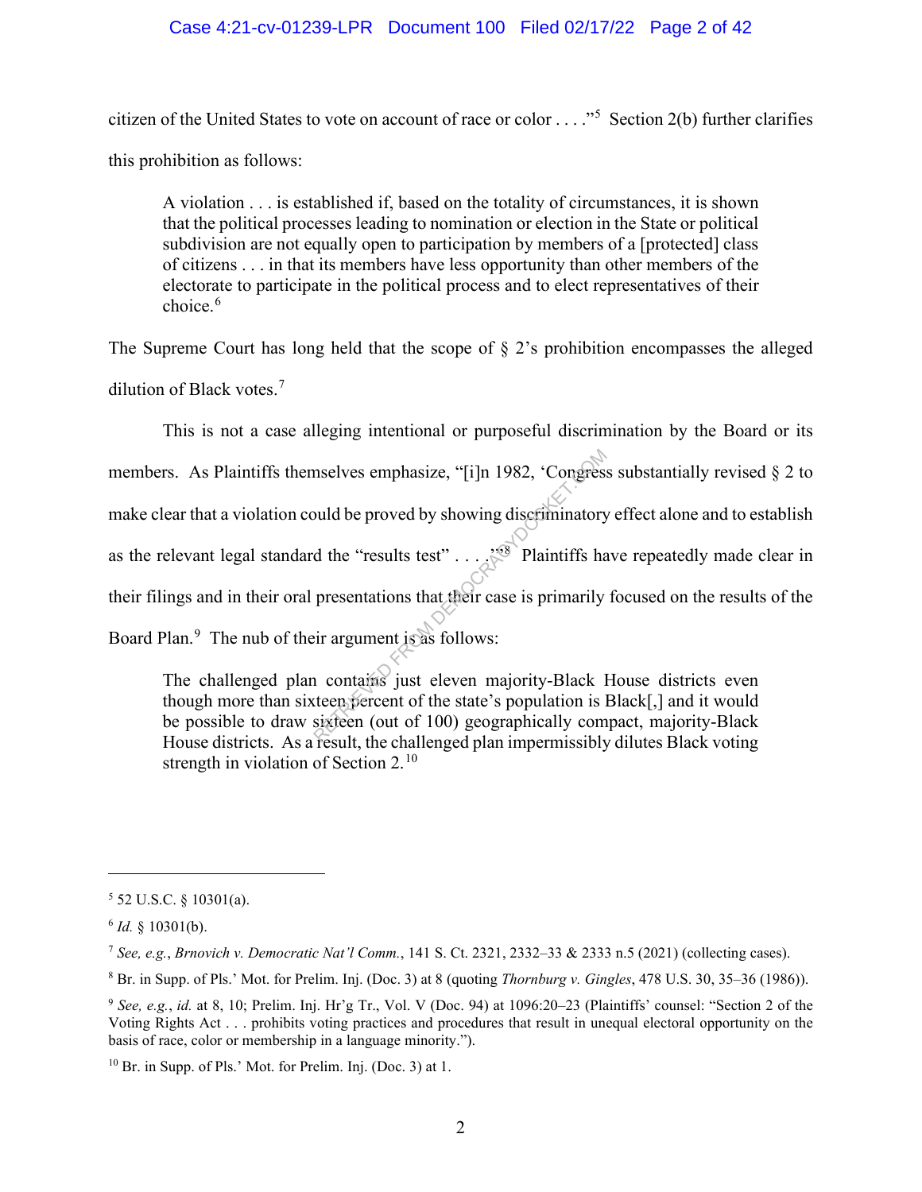citizen of the United States to vote on account of race or color . . . ."[5] Section 2(b) further clarifies this prohibition as follows:

> A violation . . . is established if, based on the totality of circumstances, it is shown that the political processes leading to nomination or election in the State or political subdivision are not equally open to participation by members of a [protected] class of citizens . . . in that its members have less opportunity than other members of the electorate to participate in the political process and to elect representatives of their choice.[6]

The Supreme Court has long held that the scope of § 2's prohibition encompasses the alleged dilution of Black votes.[7]

This is not a case alleging intentional or purposeful discrimination by the Board or its members. As Plaintiffs themselves emphasize, "[i]n 1982, 'Congress substantially revised § 2 to make clear that a violation could be proved by showing discriminatory effect alone and to establish as the relevant legal standard the "results test" . . . .'"[8] Plaintiffs have repeatedly made clear in their filings and in their oral presentations that their case is primarily focused on the results of the Board Plan.[9] The nub of their argument is as follows:

> The challenged plan contains just eleven majority-Black House districts even though more than sixteen percent of the state's population is Black[,] and it would be possible to draw sixteen (out of 100) geographically compact, majority-Black House districts. As a result, the challenged plan impermissibly dilutes Black voting strength in violation of Section 2.[10]

---

[5] 52 U.S.C. § 10301(a).

[6] *Id.* § 10301(b).

[7] *See, e.g.*, *Brnovich v. Democratic Nat'l Comm.*, 141 S. Ct. 2321, 2332–33 & 2333 n.5 (2021) (collecting cases).

[8] Br. in Supp. of Pls.' Mot. for Prelim. Inj. (Doc. 3) at 8 (quoting *Thornburg v. Gingles*, 478 U.S. 30, 35–36 (1986)).

[9] *See, e.g.*, *id.* at 8, 10; Prelim. Inj. Hr'g Tr., Vol. V (Doc. 94) at 1096:20–23 (Plaintiffs' counsel: "Section 2 of the Voting Rights Act . . . prohibits voting practices and procedures that result in unequal electoral opportunity on the basis of race, color or membership in a language minority.").

[10] Br. in Supp. of Pls.' Mot. for Prelim. Inj. (Doc. 3) at 1.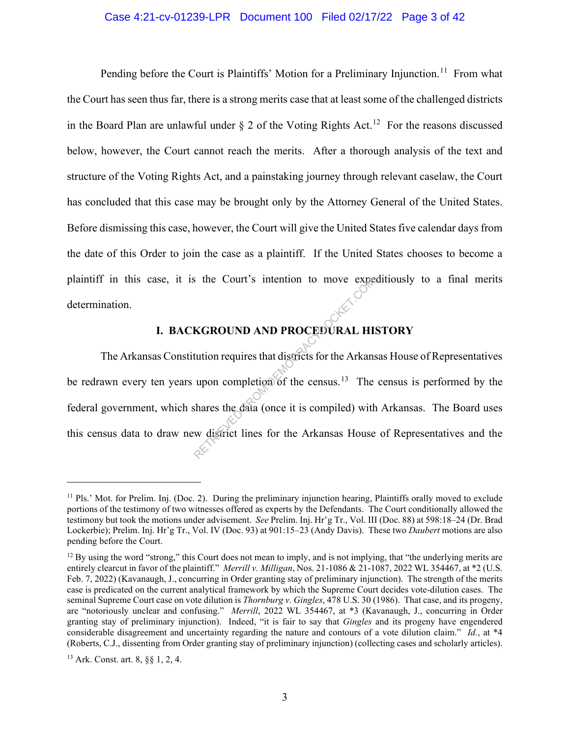Pending before the Court is Plaintiffs' Motion for a Preliminary Injunction.[11] From what the Court has seen thus far, there is a strong merits case that at least some of the challenged districts in the Board Plan are unlawful under § 2 of the Voting Rights Act.[12] For the reasons discussed below, however, the Court cannot reach the merits. After a thorough analysis of the text and structure of the Voting Rights Act, and a painstaking journey through relevant caselaw, the Court has concluded that this case may be brought only by the Attorney General of the United States. Before dismissing this case, however, the Court will give the United States five calendar days from the date of this Order to join the case as a plaintiff. If the United States chooses to become a plaintiff in this case, it is the Court's intention to move expeditiously to a final merits determination.

## I. BACKGROUND AND PROCEDURAL HISTORY

The Arkansas Constitution requires that districts for the Arkansas House of Representatives be redrawn every ten years upon completion of the census.[13] The census is performed by the federal government, which shares the data (once it is compiled) with Arkansas. The Board uses this census data to draw new district lines for the Arkansas House of Representatives and the

---

[11] Pls.' Mot. for Prelim. Inj. (Doc. 2). During the preliminary injunction hearing, Plaintiffs orally moved to exclude portions of the testimony of two witnesses offered as experts by the Defendants. The Court conditionally allowed the testimony but took the motions under advisement. *See* Prelim. Inj. Hr'g Tr., Vol. III (Doc. 88) at 598:18–24 (Dr. Brad Lockerbie); Prelim. Inj. Hr'g Tr., Vol. IV (Doc. 93) at 901:15–23 (Andy Davis). These two *Daubert* motions are also pending before the Court.

[12] By using the word "strong," this Court does not mean to imply, and is not implying, that "the underlying merits are entirely clearcut in favor of the plaintiff." *Merrill v. Milligan*, Nos. 21-1086 & 21-1087, 2022 WL 354467, at *2 (U.S. Feb. 7, 2022) (Kavanaugh, J., concurring in Order granting stay of preliminary injunction). The strength of the merits case is predicated on the current analytical framework by which the Supreme Court decides vote-dilution cases. The seminal Supreme Court case on vote dilution is *Thornburg v. Gingles*, 478 U.S. 30 (1986). That case, and its progeny, are "notoriously unclear and confusing." *Merrill*, 2022 WL 354467, at *3 (Kavanaugh, J., concurring in Order granting stay of preliminary injunction). Indeed, "it is fair to say that *Gingles* and its progeny have engendered considerable disagreement and uncertainty regarding the nature and contours of a vote dilution claim." *Id.*, at *4 (Roberts, C.J., dissenting from Order granting stay of preliminary injunction) (collecting cases and scholarly articles).

[13] Ark. Const. art. 8, §§ 1, 2, 4.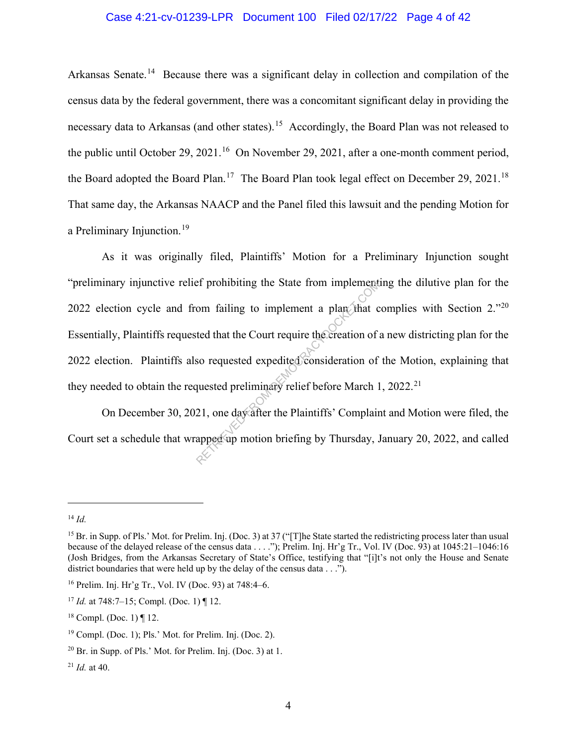Arkansas Senate.[14] Because there was a significant delay in collection and compilation of the census data by the federal government, there was a concomitant significant delay in providing the necessary data to Arkansas (and other states).[15] Accordingly, the Board Plan was not released to the public until October 29, 2021.[16] On November 29, 2021, after a one-month comment period, the Board adopted the Board Plan.[17] The Board Plan took legal effect on December 29, 2021.[18] That same day, the Arkansas NAACP and the Panel filed this lawsuit and the pending Motion for a Preliminary Injunction.[19]

As it was originally filed, Plaintiffs' Motion for a Preliminary Injunction sought "preliminary injunctive relief prohibiting the State from implementing the dilutive plan for the 2022 election cycle and from failing to implement a plan that complies with Section 2."[20] Essentially, Plaintiffs requested that the Court require the creation of a new districting plan for the 2022 election. Plaintiffs also requested expedited consideration of the Motion, explaining that they needed to obtain the requested preliminary relief before March 1, 2022.[21]

On December 30, 2021, one day after the Plaintiffs' Complaint and Motion were filed, the Court set a schedule that wrapped up motion briefing by Thursday, January 20, 2022, and called

---

[14] *Id.*

[15] Br. in Supp. of Pls.' Mot. for Prelim. Inj. (Doc. 3) at 37 ("[T]he State started the redistricting process later than usual because of the delayed release of the census data . . . ."); Prelim. Inj. Hr'g Tr., Vol. IV (Doc. 93) at 1045:21–1046:16 (Josh Bridges, from the Arkansas Secretary of State's Office, testifying that "[i]t's not only the House and Senate district boundaries that were held up by the delay of the census data . . .").

[16] Prelim. Inj. Hr'g Tr., Vol. IV (Doc. 93) at 748:4–6.

[17] *Id.* at 748:7–15; Compl. (Doc. 1) ¶ 12.

[18] Compl. (Doc. 1) ¶ 12.

[19] Compl. (Doc. 1); Pls.' Mot. for Prelim. Inj. (Doc. 2).

[20] Br. in Supp. of Pls.' Mot. for Prelim. Inj. (Doc. 3) at 1.

[21] *Id.* at 40.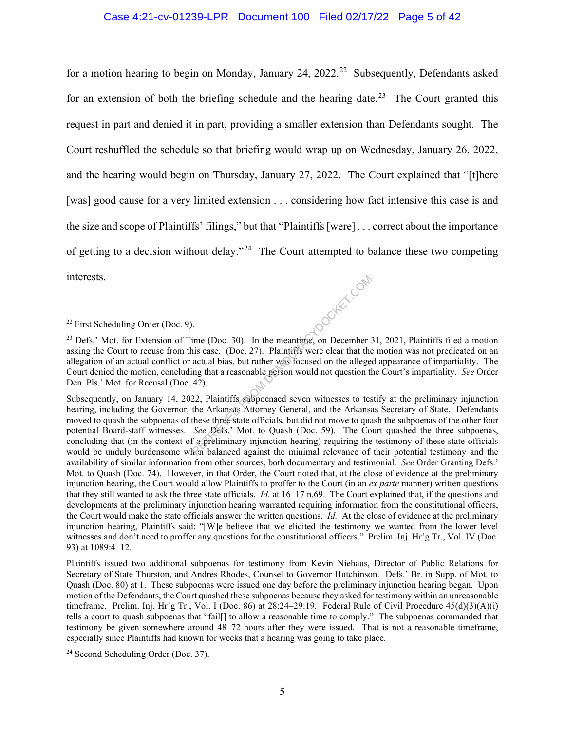for a motion hearing to begin on Monday, January 24, 2022.[22] Subsequently, Defendants asked for an extension of both the briefing schedule and the hearing date.[23] The Court granted this request in part and denied it in part, providing a smaller extension than Defendants sought. The Court reshuffled the schedule so that briefing would wrap up on Wednesday, January 26, 2022, and the hearing would begin on Thursday, January 27, 2022. The Court explained that "[t]here [was] good cause for a very limited extension . . . considering how fact intensive this case is and the size and scope of Plaintiffs' filings," but that "Plaintiffs [were] . . . correct about the importance of getting to a decision without delay."[24] The Court attempted to balance these two competing interests.

---

[22] First Scheduling Order (Doc. 9).

[23] Defs.' Mot. for Extension of Time (Doc. 30). In the meantime, on December 31, 2021, Plaintiffs filed a motion asking the Court to recuse from this case. (Doc. 27). Plaintiffs were clear that the motion was not predicated on an allegation of an actual conflict or actual bias, but rather was focused on the alleged appearance of impartiality. The Court denied the motion, concluding that a reasonable person would not question the Court's impartiality. *See* Order Den. Pls.' Mot. for Recusal (Doc. 42).

Subsequently, on January 14, 2022, Plaintiffs subpoenaed seven witnesses to testify at the preliminary injunction hearing, including the Governor, the Arkansas Attorney General, and the Arkansas Secretary of State. Defendants moved to quash the subpoenas of these three state officials, but did not move to quash the subpoenas of the other four potential Board-staff witnesses. *See* Defs.' Mot. to Quash (Doc. 59). The Court quashed the three subpoenas, concluding that (in the context of a preliminary injunction hearing) requiring the testimony of these state officials would be unduly burdensome when balanced against the minimal relevance of their potential testimony and the availability of similar information from other sources, both documentary and testimonial. *See* Order Granting Defs.' Mot. to Quash (Doc. 74). However, in that Order, the Court noted that, at the close of evidence at the preliminary injunction hearing, the Court would allow Plaintiffs to proffer to the Court (in an *ex parte* manner) written questions that they still wanted to ask the three state officials. *Id.* at 16–17 n.69. The Court explained that, if the questions and developments at the preliminary injunction hearing warranted requiring information from the constitutional officers, the Court would make the state officials answer the written questions. *Id.* At the close of evidence at the preliminary injunction hearing, Plaintiffs said: "[W]e believe that we elicited the testimony we wanted from the lower level witnesses and don't need to proffer any questions for the constitutional officers." Prelim. Inj. Hr'g Tr., Vol. IV (Doc. 93) at 1089:4–12.

Plaintiffs issued two additional subpoenas for testimony from Kevin Niehaus, Director of Public Relations for Secretary of State Thurston, and Andres Rhodes, Counsel to Governor Hutchinson. Defs.' Br. in Supp. of Mot. to Quash (Doc. 80) at 1. These subpoenas were issued one day before the preliminary injunction hearing began. Upon motion of the Defendants, the Court quashed these subpoenas because they asked for testimony within an unreasonable timeframe. Prelim. Inj. Hr'g Tr., Vol. I (Doc. 86) at 28:24–29:19. Federal Rule of Civil Procedure 45(d)(3)(A)(i) tells a court to quash subpoenas that "fail[] to allow a reasonable time to comply." The subpoenas commanded that testimony be given somewhere around 48–72 hours after they were issued. That is not a reasonable timeframe, especially since Plaintiffs had known for weeks that a hearing was going to take place.

[24] Second Scheduling Order (Doc. 37).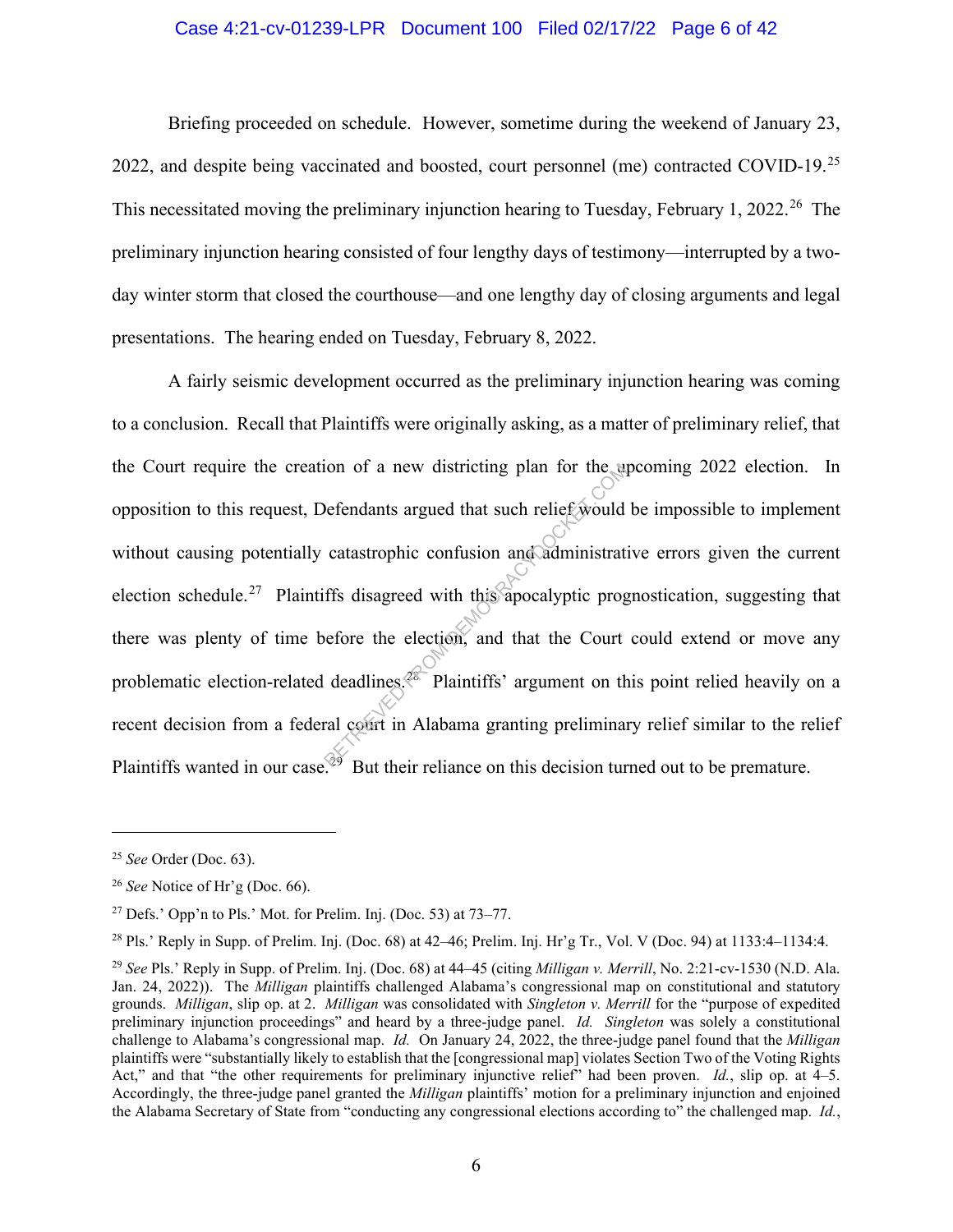Briefing proceeded on schedule. However, sometime during the weekend of January 23, 2022, and despite being vaccinated and boosted, court personnel (me) contracted COVID-19.[25] This necessitated moving the preliminary injunction hearing to Tuesday, February 1, 2022.[26] The preliminary injunction hearing consisted of four lengthy days of testimony—interrupted by a two-day winter storm that closed the courthouse—and one lengthy day of closing arguments and legal presentations. The hearing ended on Tuesday, February 8, 2022.

A fairly seismic development occurred as the preliminary injunction hearing was coming to a conclusion. Recall that Plaintiffs were originally asking, as a matter of preliminary relief, that the Court require the creation of a new districting plan for the upcoming 2022 election. In opposition to this request, Defendants argued that such relief would be impossible to implement without causing potentially catastrophic confusion and administrative errors given the current election schedule.[27] Plaintiffs disagreed with this apocalyptic prognostication, suggesting that there was plenty of time before the election, and that the Court could extend or move any problematic election-related deadlines.[28] Plaintiffs' argument on this point relied heavily on a recent decision from a federal court in Alabama granting preliminary relief similar to the relief Plaintiffs wanted in our case.[29] But their reliance on this decision turned out to be premature.

---

[25] *See* Order (Doc. 63).

[26] *See* Notice of Hr'g (Doc. 66).

[27] Defs.' Opp'n to Pls.' Mot. for Prelim. Inj. (Doc. 53) at 73–77.

[28] Pls.' Reply in Supp. of Prelim. Inj. (Doc. 68) at 42–46; Prelim. Inj. Hr'g Tr., Vol. V (Doc. 94) at 1133:4–1134:4.

[29] *See* Pls.' Reply in Supp. of Prelim. Inj. (Doc. 68) at 44–45 (citing *Milligan v. Merrill*, No. 2:21-cv-1530 (N.D. Ala. Jan. 24, 2022)). The *Milligan* plaintiffs challenged Alabama's congressional map on constitutional and statutory grounds. *Milligan*, slip op. at 2. *Milligan* was consolidated with *Singleton v. Merrill* for the "purpose of expedited preliminary injunction proceedings" and heard by a three-judge panel. *Id.* *Singleton* was solely a constitutional challenge to Alabama's congressional map. *Id.* On January 24, 2022, the three-judge panel found that the *Milligan* plaintiffs were "substantially likely to establish that the [congressional map] violates Section Two of the Voting Rights Act," and that "the other requirements for preliminary injunctive relief" had been proven. *Id.*, slip op. at 4–5. Accordingly, the three-judge panel granted the *Milligan* plaintiffs' motion for a preliminary injunction and enjoined the Alabama Secretary of State from "conducting any congressional elections according to" the challenged map. *Id.*,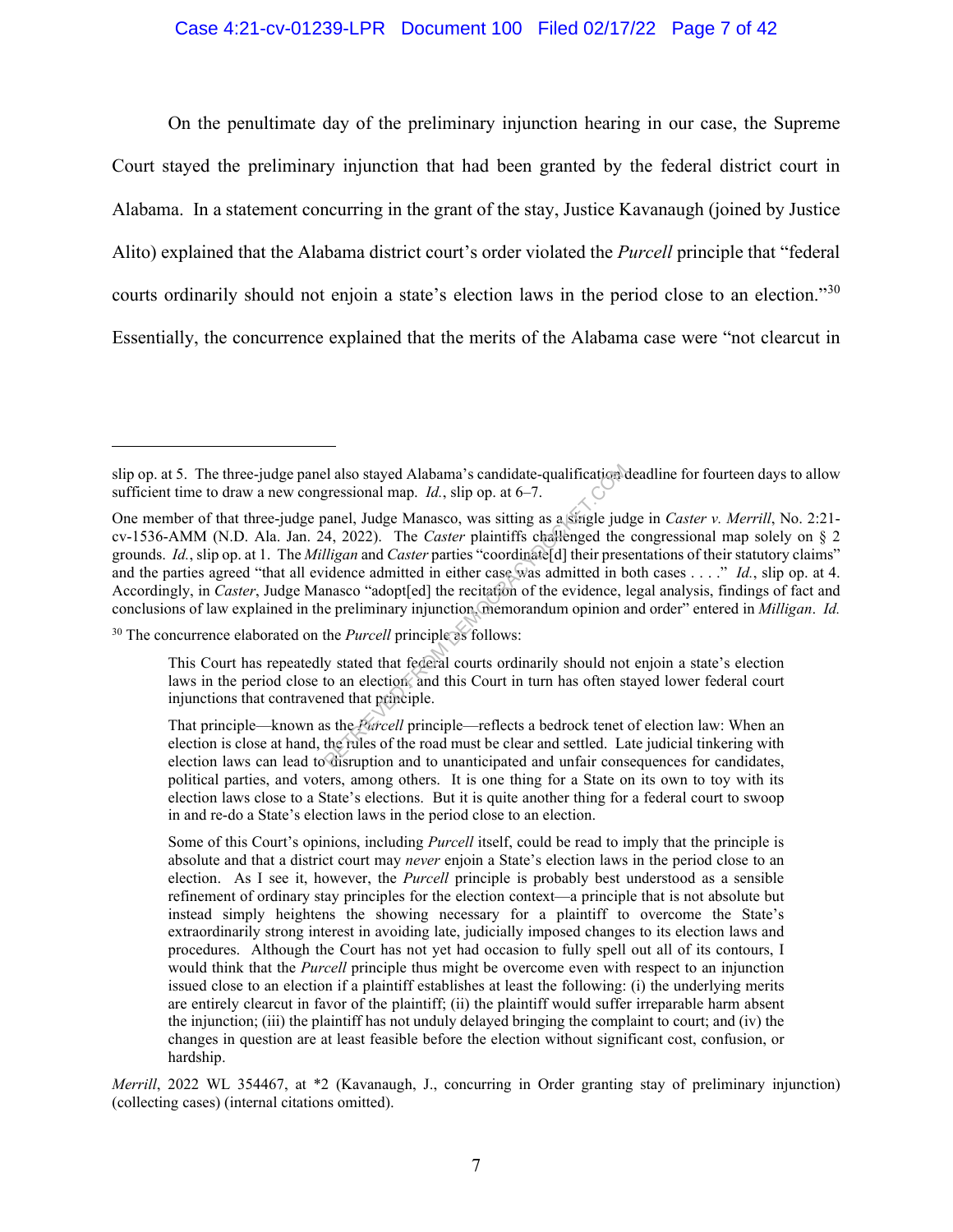On the penultimate day of the preliminary injunction hearing in our case, the Supreme Court stayed the preliminary injunction that had been granted by the federal district court in Alabama. In a statement concurring in the grant of the stay, Justice Kavanaugh (joined by Justice Alito) explained that the Alabama district court's order violated the *Purcell* principle that "federal courts ordinarily should not enjoin a state's election laws in the period close to an election."[30] Essentially, the concurrence explained that the merits of the Alabama case were "not clearcut in

---

slip op. at 5. The three-judge panel also stayed Alabama's candidate-qualification deadline for fourteen days to allow sufficient time to draw a new congressional map. *Id.*, slip op. at 6–7.

One member of that three-judge panel, Judge Manasco, was sitting as a single judge in *Caster v. Merrill*, No. 2:21-cv-1536-AMM (N.D. Ala. Jan. 24, 2022). The *Caster* plaintiffs challenged the congressional map solely on § 2 grounds. *Id.*, slip op. at 1. The *Milligan* and *Caster* parties "coordinate[d] their presentations of their statutory claims" and the parties agreed "that all evidence admitted in either case was admitted in both cases . . . ." *Id.*, slip op. at 4. Accordingly, in *Caster*, Judge Manasco "adopt[ed] the recitation of the evidence, legal analysis, findings of fact and conclusions of law explained in the preliminary injunction memorandum opinion and order" entered in *Milligan*. *Id.*

[30] The concurrence elaborated on the *Purcell* principle as follows:

> This Court has repeatedly stated that federal courts ordinarily should not enjoin a state's election laws in the period close to an election, and this Court in turn has often stayed lower federal court injunctions that contravened that principle.
>
> That principle—known as the *Purcell* principle—reflects a bedrock tenet of election law: When an election is close at hand, the rules of the road must be clear and settled. Late judicial tinkering with election laws can lead to disruption and to unanticipated and unfair consequences for candidates, political parties, and voters, among others. It is one thing for a State on its own to toy with its election laws close to a State's elections. But it is quite another thing for a federal court to swoop in and re-do a State's election laws in the period close to an election.
>
> Some of this Court's opinions, including *Purcell* itself, could be read to imply that the principle is absolute and that a district court may *never* enjoin a State's election laws in the period close to an election. As I see it, however, the *Purcell* principle is probably best understood as a sensible refinement of ordinary stay principles for the election context—a principle that is not absolute but instead simply heightens the showing necessary for a plaintiff to overcome the State's extraordinarily strong interest in avoiding late, judicially imposed changes to its election laws and procedures. Although the Court has not yet had occasion to fully spell out all of its contours, I would think that the *Purcell* principle thus might be overcome even with respect to an injunction issued close to an election if a plaintiff establishes at least the following: (i) the underlying merits are entirely clearcut in favor of the plaintiff; (ii) the plaintiff would suffer irreparable harm absent the injunction; (iii) the plaintiff has not unduly delayed bringing the complaint to court; and (iv) the changes in question are at least feasible before the election without significant cost, confusion, or hardship.

*Merrill*, 2022 WL 354467, at *2 (Kavanaugh, J., concurring in Order granting stay of preliminary injunction) (collecting cases) (internal citations omitted).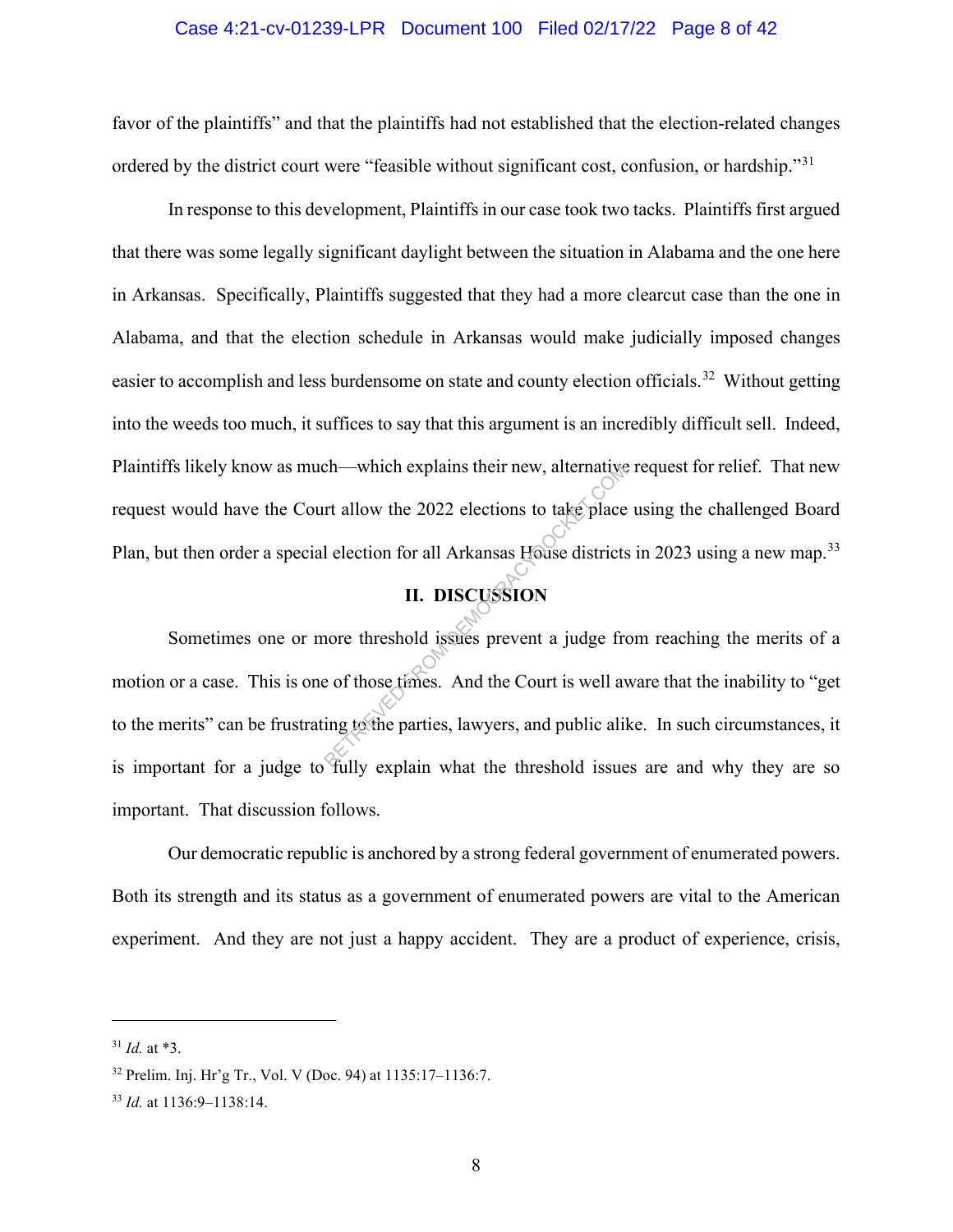favor of the plaintiffs" and that the plaintiffs had not established that the election-related changes ordered by the district court were "feasible without significant cost, confusion, or hardship."[31]

In response to this development, Plaintiffs in our case took two tacks. Plaintiffs first argued that there was some legally significant daylight between the situation in Alabama and the one here in Arkansas. Specifically, Plaintiffs suggested that they had a more clearcut case than the one in Alabama, and that the election schedule in Arkansas would make judicially imposed changes easier to accomplish and less burdensome on state and county election officials.[32] Without getting into the weeds too much, it suffices to say that this argument is an incredibly difficult sell. Indeed, Plaintiffs likely know as much—which explains their new, alternative request for relief. That new request would have the Court allow the 2022 elections to take place using the challenged Board Plan, but then order a special election for all Arkansas House districts in 2023 using a new map.[33]

## II. DISCUSSION

Sometimes one or more threshold issues prevent a judge from reaching the merits of a motion or a case. This is one of those times. And the Court is well aware that the inability to "get to the merits" can be frustrating to the parties, lawyers, and public alike. In such circumstances, it is important for a judge to fully explain what the threshold issues are and why they are so important. That discussion follows.

Our democratic republic is anchored by a strong federal government of enumerated powers. Both its strength and its status as a government of enumerated powers are vital to the American experiment. And they are not just a happy accident. They are a product of experience, crisis,

---

[31] *Id.* at *3.

[32] Prelim. Inj. Hr'g Tr., Vol. V (Doc. 94) at 1135:17–1136:7.

[33] *Id.* at 1136:9–1138:14.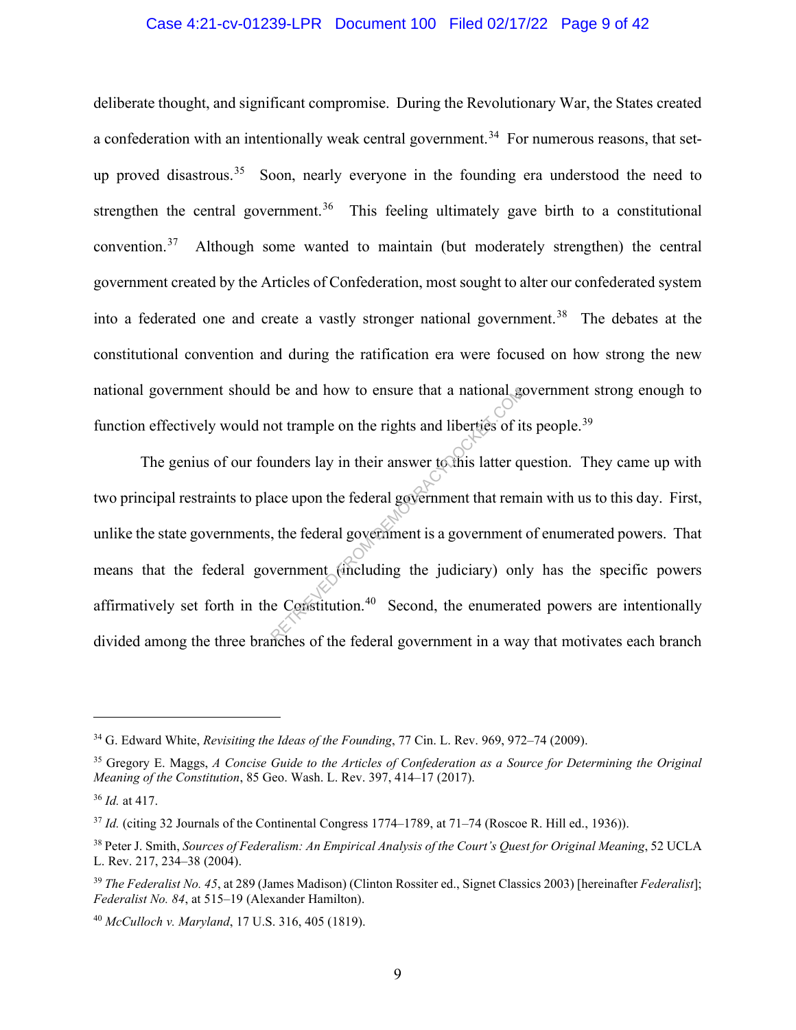deliberate thought, and significant compromise. During the Revolutionary War, the States created a confederation with an intentionally weak central government.[34] For numerous reasons, that set-up proved disastrous.[35] Soon, nearly everyone in the founding era understood the need to strengthen the central government.[36] This feeling ultimately gave birth to a constitutional convention.[37] Although some wanted to maintain (but moderately strengthen) the central government created by the Articles of Confederation, most sought to alter our confederated system into a federated one and create a vastly stronger national government.[38] The debates at the constitutional convention and during the ratification era were focused on how strong the new national government should be and how to ensure that a national government strong enough to function effectively would not trample on the rights and liberties of its people.[39]

The genius of our founders lay in their answer to this latter question. They came up with two principal restraints to place upon the federal government that remain with us to this day. First, unlike the state governments, the federal government is a government of enumerated powers. That means that the federal government (including the judiciary) only has the specific powers affirmatively set forth in the Constitution.[40] Second, the enumerated powers are intentionally divided among the three branches of the federal government in a way that motivates each branch

---

[34] G. Edward White, *Revisiting the Ideas of the Founding*, 77 Cin. L. Rev. 969, 972–74 (2009).

[35] Gregory E. Maggs, *A Concise Guide to the Articles of Confederation as a Source for Determining the Original Meaning of the Constitution*, 85 Geo. Wash. L. Rev. 397, 414–17 (2017).

[36] *Id.* at 417.

[37] *Id.* (citing 32 Journals of the Continental Congress 1774–1789, at 71–74 (Roscoe R. Hill ed., 1936)).

[38] Peter J. Smith, *Sources of Federalism: An Empirical Analysis of the Court's Quest for Original Meaning*, 52 UCLA L. Rev. 217, 234–38 (2004).

[39] *The Federalist No. 45*, at 289 (James Madison) (Clinton Rossiter ed., Signet Classics 2003) [hereinafter *Federalist*]; *Federalist No. 84*, at 515–19 (Alexander Hamilton).

[40] *McCulloch v. Maryland*, 17 U.S. 316, 405 (1819).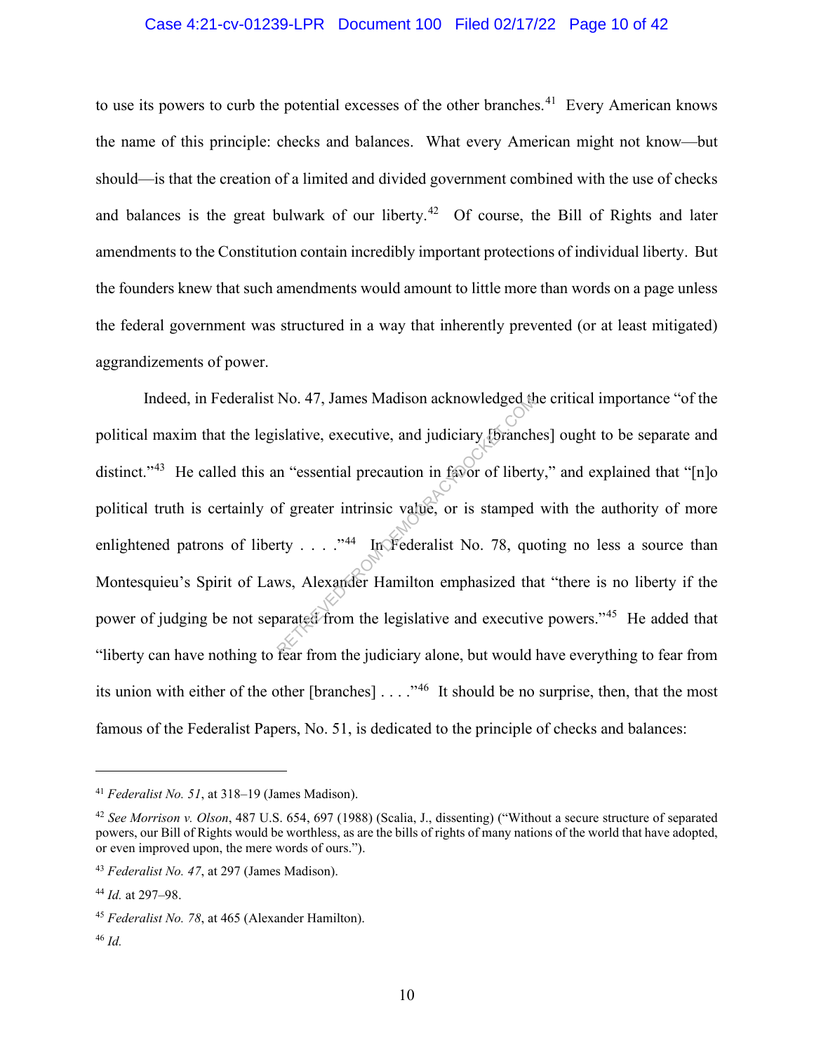to use its powers to curb the potential excesses of the other branches.[41] Every American knows the name of this principle: checks and balances. What every American might not know—but should—is that the creation of a limited and divided government combined with the use of checks and balances is the great bulwark of our liberty.[42] Of course, the Bill of Rights and later amendments to the Constitution contain incredibly important protections of individual liberty. But the founders knew that such amendments would amount to little more than words on a page unless the federal government was structured in a way that inherently prevented (or at least mitigated) aggrandizements of power.

Indeed, in Federalist No. 47, James Madison acknowledged the critical importance "of the political maxim that the legislative, executive, and judiciary [branches] ought to be separate and distinct."[43] He called this an "essential precaution in favor of liberty," and explained that "[n]o political truth is certainly of greater intrinsic value, or is stamped with the authority of more enlightened patrons of liberty . . . ."[44] In Federalist No. 78, quoting no less a source than Montesquieu's Spirit of Laws, Alexander Hamilton emphasized that "there is no liberty if the power of judging be not separated from the legislative and executive powers."[45] He added that "liberty can have nothing to fear from the judiciary alone, but would have everything to fear from its union with either of the other [branches] . . . ."[46] It should be no surprise, then, that the most famous of the Federalist Papers, No. 51, is dedicated to the principle of checks and balances:

---

[41] *Federalist No. 51*, at 318–19 (James Madison).

[42] *See Morrison v. Olson*, 487 U.S. 654, 697 (1988) (Scalia, J., dissenting) ("Without a secure structure of separated powers, our Bill of Rights would be worthless, as are the bills of rights of many nations of the world that have adopted, or even improved upon, the mere words of ours.").

[43] *Federalist No. 47*, at 297 (James Madison).

[44] *Id.* at 297–98.

[45] *Federalist No. 78*, at 465 (Alexander Hamilton).

[46] *Id.*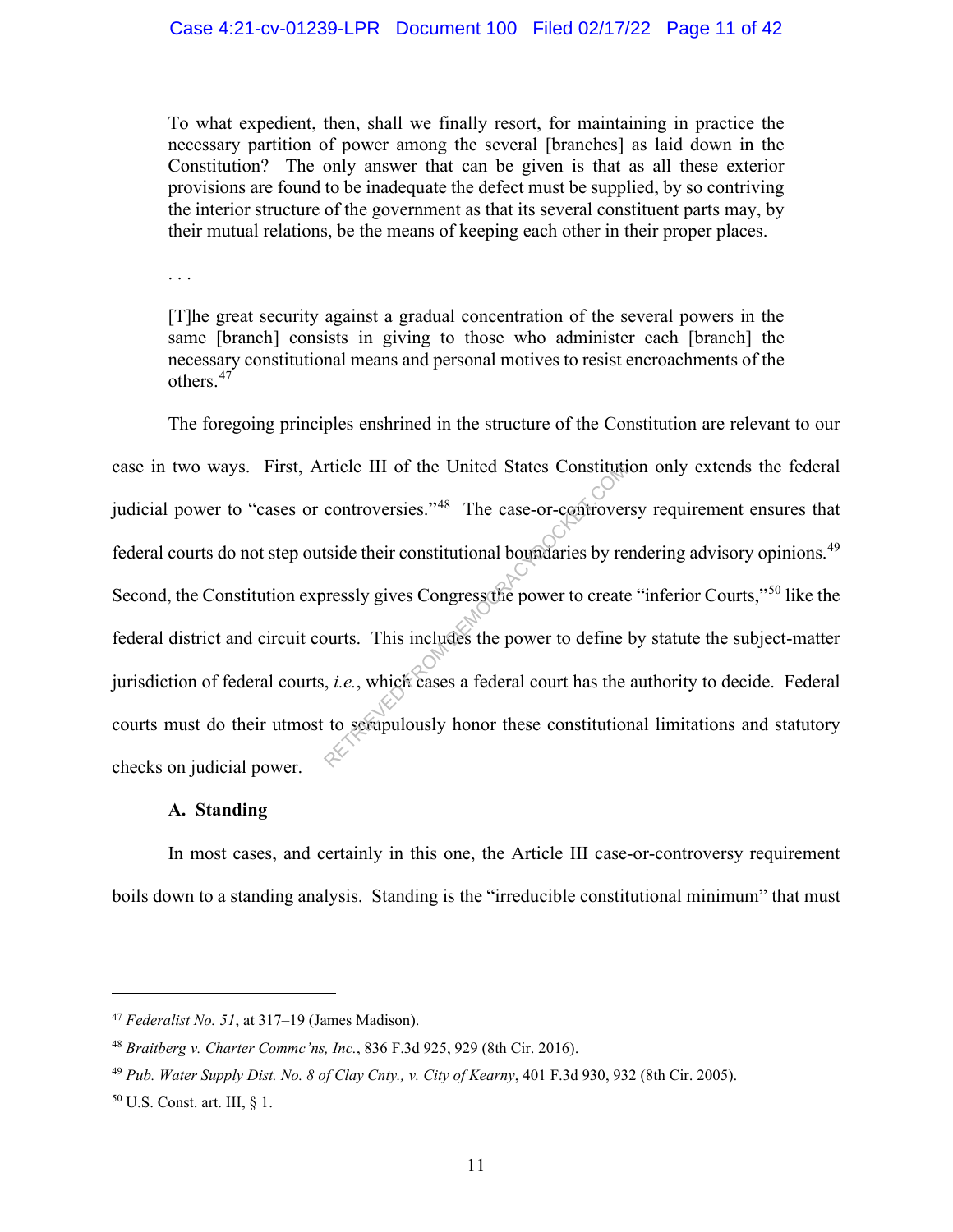> To what expedient, then, shall we finally resort, for maintaining in practice the necessary partition of power among the several [branches] as laid down in the Constitution? The only answer that can be given is that as all these exterior provisions are found to be inadequate the defect must be supplied, by so contriving the interior structure of the government as that its several constituent parts may, by their mutual relations, be the means of keeping each other in their proper places.
>
> . . .
>
> [T]he great security against a gradual concentration of the several powers in the same [branch] consists in giving to those who administer each [branch] the necessary constitutional means and personal motives to resist encroachments of the others.[47]

The foregoing principles enshrined in the structure of the Constitution are relevant to our case in two ways. First, Article III of the United States Constitution only extends the federal judicial power to "cases or controversies."[48] The case-or-controversy requirement ensures that federal courts do not step outside their constitutional boundaries by rendering advisory opinions.[49] Second, the Constitution expressly gives Congress the power to create "inferior Courts,"[50] like the federal district and circuit courts. This includes the power to define by statute the subject-matter jurisdiction of federal courts, *i.e.*, which cases a federal court has the authority to decide. Federal courts must do their utmost to scrupulously honor these constitutional limitations and statutory checks on judicial power.

### A. Standing

In most cases, and certainly in this one, the Article III case-or-controversy requirement boils down to a standing analysis. Standing is the "irreducible constitutional minimum" that must

---

[47] *Federalist No. 51*, at 317–19 (James Madison).

[48] *Braitberg v. Charter Commc'ns, Inc.*, 836 F.3d 925, 929 (8th Cir. 2016).

[49] *Pub. Water Supply Dist. No. 8 of Clay Cnty., v. City of Kearny*, 401 F.3d 930, 932 (8th Cir. 2005).

[50] U.S. Const. art. III, § 1.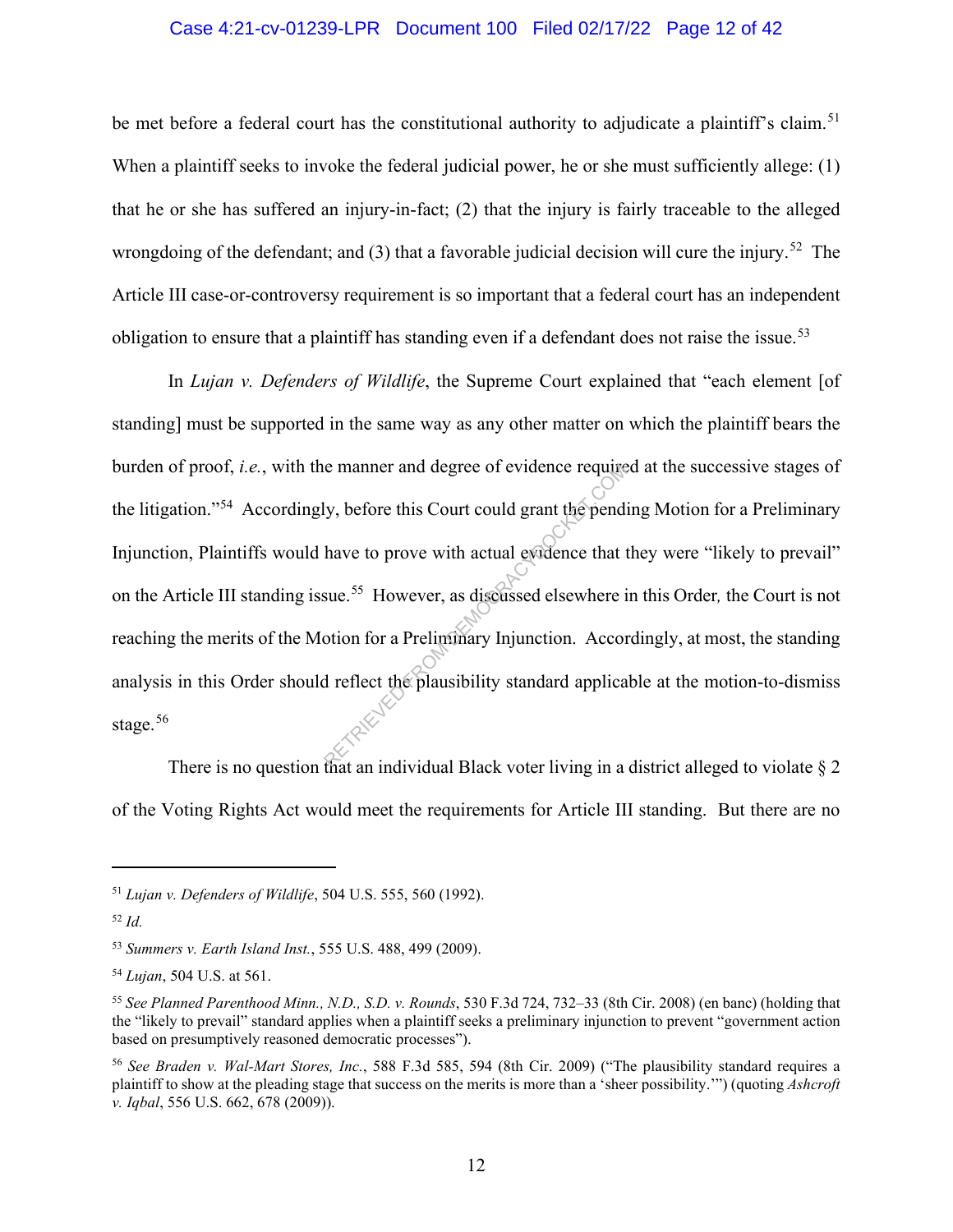be met before a federal court has the constitutional authority to adjudicate a plaintiff's claim.[51] When a plaintiff seeks to invoke the federal judicial power, he or she must sufficiently allege: (1) that he or she has suffered an injury-in-fact; (2) that the injury is fairly traceable to the alleged wrongdoing of the defendant; and (3) that a favorable judicial decision will cure the injury.[52] The Article III case-or-controversy requirement is so important that a federal court has an independent obligation to ensure that a plaintiff has standing even if a defendant does not raise the issue.[53]

In *Lujan v. Defenders of Wildlife*, the Supreme Court explained that "each element [of standing] must be supported in the same way as any other matter on which the plaintiff bears the burden of proof, *i.e.*, with the manner and degree of evidence required at the successive stages of the litigation."[54] Accordingly, before this Court could grant the pending Motion for a Preliminary Injunction, Plaintiffs would have to prove with actual evidence that they were "likely to prevail" on the Article III standing issue.[55] However, as discussed elsewhere in this Order*,* the Court is not reaching the merits of the Motion for a Preliminary Injunction. Accordingly, at most, the standing analysis in this Order should reflect the plausibility standard applicable at the motion-to-dismiss stage.[56]

There is no question that an individual Black voter living in a district alleged to violate § 2 of the Voting Rights Act would meet the requirements for Article III standing. But there are no

---

[51] *Lujan v. Defenders of Wildlife*, 504 U.S. 555, 560 (1992).

[52] *Id.*

[53] *Summers v. Earth Island Inst.*, 555 U.S. 488, 499 (2009).

[54] *Lujan*, 504 U.S. at 561.

[55] *See Planned Parenthood Minn., N.D., S.D. v. Rounds*, 530 F.3d 724, 732–33 (8th Cir. 2008) (en banc) (holding that the "likely to prevail" standard applies when a plaintiff seeks a preliminary injunction to prevent "government action based on presumptively reasoned democratic processes").

[56] *See Braden v. Wal-Mart Stores, Inc.*, 588 F.3d 585, 594 (8th Cir. 2009) ("The plausibility standard requires a plaintiff to show at the pleading stage that success on the merits is more than a 'sheer possibility.'") (quoting *Ashcroft v. Iqbal*, 556 U.S. 662, 678 (2009)).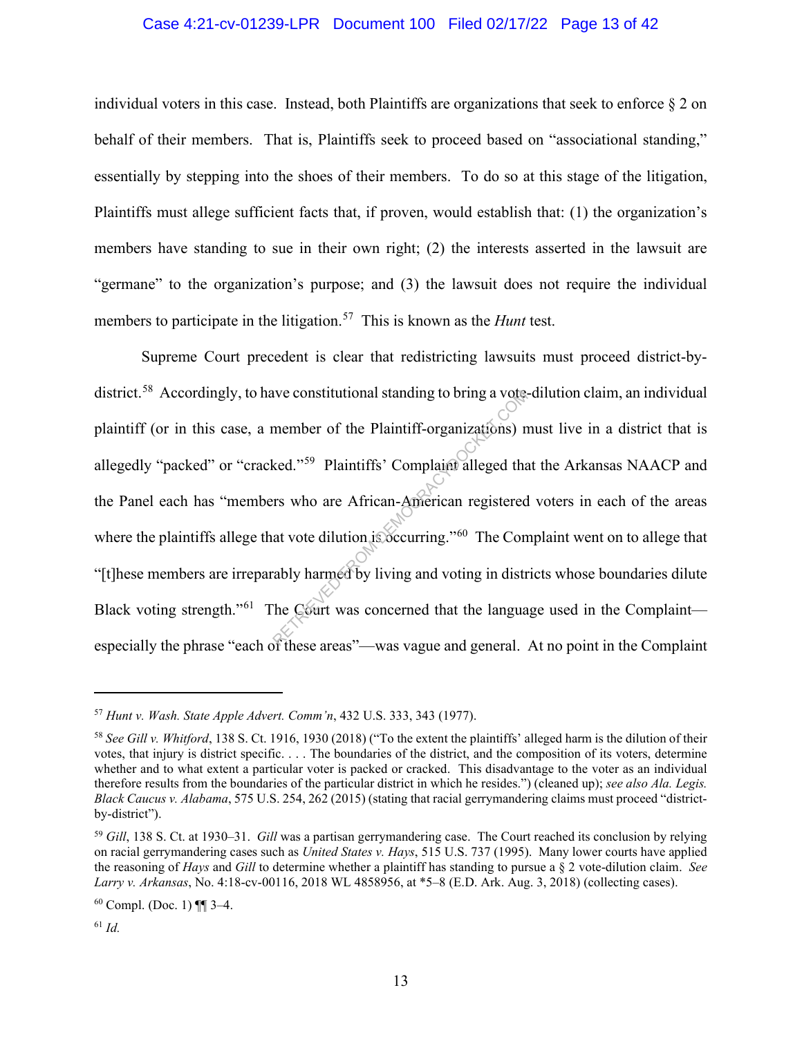individual voters in this case. Instead, both Plaintiffs are organizations that seek to enforce § 2 on behalf of their members. That is, Plaintiffs seek to proceed based on "associational standing," essentially by stepping into the shoes of their members. To do so at this stage of the litigation, Plaintiffs must allege sufficient facts that, if proven, would establish that: (1) the organization's members have standing to sue in their own right; (2) the interests asserted in the lawsuit are "germane" to the organization's purpose; and (3) the lawsuit does not require the individual members to participate in the litigation.[57] This is known as the *Hunt* test.

Supreme Court precedent is clear that redistricting lawsuits must proceed district-by-district.[58] Accordingly, to have constitutional standing to bring a vote-dilution claim, an individual plaintiff (or in this case, a member of the Plaintiff-organizations) must live in a district that is allegedly "packed" or "cracked."[59] Plaintiffs' Complaint alleged that the Arkansas NAACP and the Panel each has "members who are African-American registered voters in each of the areas where the plaintiffs allege that vote dilution is occurring."[60] The Complaint went on to allege that "[t]hese members are irreparably harmed by living and voting in districts whose boundaries dilute Black voting strength."[61] The Court was concerned that the language used in the Complaint—especially the phrase "each of these areas"—was vague and general. At no point in the Complaint

---

[57] *Hunt v. Wash. State Apple Advert. Comm'n*, 432 U.S. 333, 343 (1977).

[58] *See Gill v. Whitford*, 138 S. Ct. 1916, 1930 (2018) ("To the extent the plaintiffs' alleged harm is the dilution of their votes, that injury is district specific. . . . The boundaries of the district, and the composition of its voters, determine whether and to what extent a particular voter is packed or cracked. This disadvantage to the voter as an individual therefore results from the boundaries of the particular district in which he resides.") (cleaned up); *see also Ala. Legis. Black Caucus v. Alabama*, 575 U.S. 254, 262 (2015) (stating that racial gerrymandering claims must proceed "district-by-district").

[59] *Gill*, 138 S. Ct. at 1930–31. *Gill* was a partisan gerrymandering case. The Court reached its conclusion by relying on racial gerrymandering cases such as *United States v. Hays*, 515 U.S. 737 (1995). Many lower courts have applied the reasoning of *Hays* and *Gill* to determine whether a plaintiff has standing to pursue a § 2 vote-dilution claim. *See Larry v. Arkansas*, No. 4:18-cv-00116, 2018 WL 4858956, at *5–8 (E.D. Ark. Aug. 3, 2018) (collecting cases).

[60] Compl. (Doc. 1) ¶¶ 3–4.

[61] *Id.*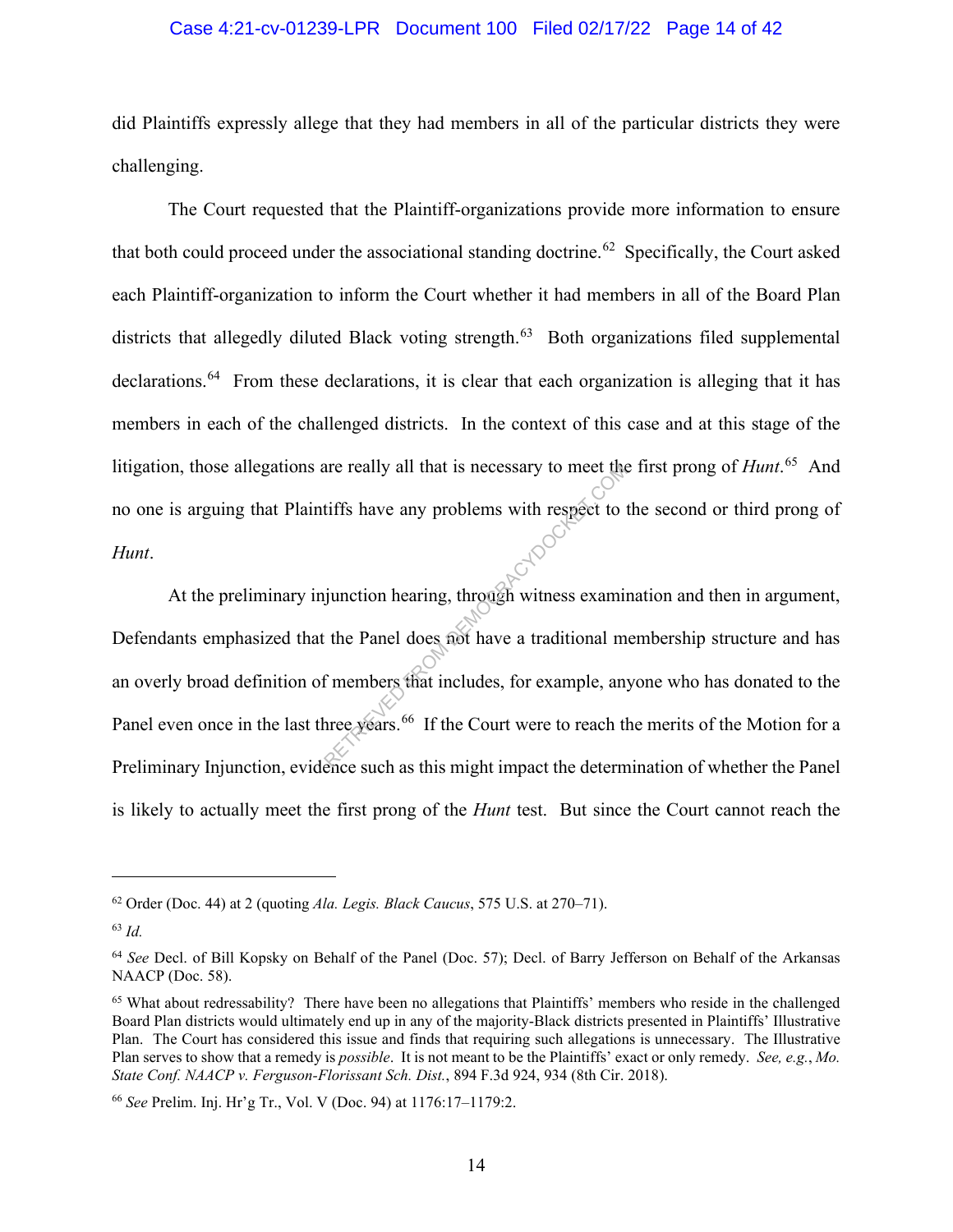did Plaintiffs expressly allege that they had members in all of the particular districts they were challenging.

The Court requested that the Plaintiff-organizations provide more information to ensure that both could proceed under the associational standing doctrine.[62] Specifically, the Court asked each Plaintiff-organization to inform the Court whether it had members in all of the Board Plan districts that allegedly diluted Black voting strength.[63] Both organizations filed supplemental declarations.[64] From these declarations, it is clear that each organization is alleging that it has members in each of the challenged districts. In the context of this case and at this stage of the litigation, those allegations are really all that is necessary to meet the first prong of *Hunt*.[65] And no one is arguing that Plaintiffs have any problems with respect to the second or third prong of *Hunt*.

At the preliminary injunction hearing, through witness examination and then in argument, Defendants emphasized that the Panel does not have a traditional membership structure and has an overly broad definition of members that includes, for example, anyone who has donated to the Panel even once in the last three years.[66] If the Court were to reach the merits of the Motion for a Preliminary Injunction, evidence such as this might impact the determination of whether the Panel is likely to actually meet the first prong of the *Hunt* test. But since the Court cannot reach the

---

[62] Order (Doc. 44) at 2 (quoting *Ala. Legis. Black Caucus*, 575 U.S. at 270–71).

[63] *Id.*

[64] *See* Decl. of Bill Kopsky on Behalf of the Panel (Doc. 57); Decl. of Barry Jefferson on Behalf of the Arkansas NAACP (Doc. 58).

[65] What about redressability? There have been no allegations that Plaintiffs' members who reside in the challenged Board Plan districts would ultimately end up in any of the majority-Black districts presented in Plaintiffs' Illustrative Plan. The Court has considered this issue and finds that requiring such allegations is unnecessary. The Illustrative Plan serves to show that a remedy is *possible*. It is not meant to be the Plaintiffs' exact or only remedy. *See, e.g.*, *Mo. State Conf. NAACP v. Ferguson-Florissant Sch. Dist.*, 894 F.3d 924, 934 (8th Cir. 2018).

[66] *See* Prelim. Inj. Hr'g Tr., Vol. V (Doc. 94) at 1176:17–1179:2.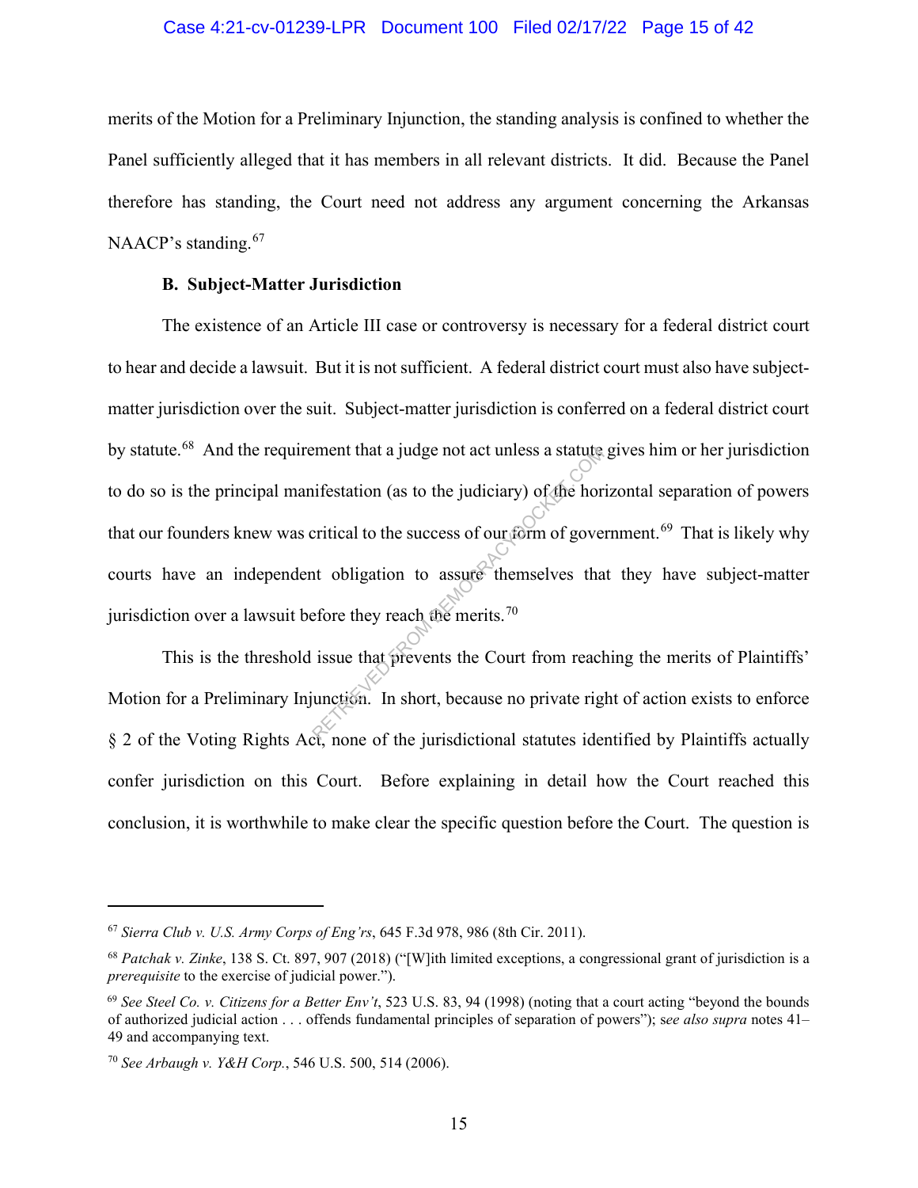merits of the Motion for a Preliminary Injunction, the standing analysis is confined to whether the Panel sufficiently alleged that it has members in all relevant districts. It did. Because the Panel therefore has standing, the Court need not address any argument concerning the Arkansas NAACP's standing.[67]

**B. Subject-Matter Jurisdiction**

The existence of an Article III case or controversy is necessary for a federal district court to hear and decide a lawsuit. But it is not sufficient. A federal district court must also have subject-matter jurisdiction over the suit. Subject-matter jurisdiction is conferred on a federal district court by statute.[68] And the requirement that a judge not act unless a statute gives him or her jurisdiction to do so is the principal manifestation (as to the judiciary) of the horizontal separation of powers that our founders knew was critical to the success of our form of government.[69] That is likely why courts have an independent obligation to assure themselves that they have subject-matter jurisdiction over a lawsuit before they reach the merits.[70]

This is the threshold issue that prevents the Court from reaching the merits of Plaintiffs' Motion for a Preliminary Injunction. In short, because no private right of action exists to enforce § 2 of the Voting Rights Act, none of the jurisdictional statutes identified by Plaintiffs actually confer jurisdiction on this Court. Before explaining in detail how the Court reached this conclusion, it is worthwhile to make clear the specific question before the Court. The question is

---

[67] *Sierra Club v. U.S. Army Corps of Eng'rs*, 645 F.3d 978, 986 (8th Cir. 2011).

[68] *Patchak v. Zinke*, 138 S. Ct. 897, 907 (2018) ("[W]ith limited exceptions, a congressional grant of jurisdiction is a *prerequisite* to the exercise of judicial power.").

[69] *See Steel Co. v. Citizens for a Better Env't*, 523 U.S. 83, 94 (1998) (noting that a court acting "beyond the bounds of authorized judicial action . . . offends fundamental principles of separation of powers"); *see also supra* notes 41–49 and accompanying text.

[70] *See Arbaugh v. Y&H Corp.*, 546 U.S. 500, 514 (2006).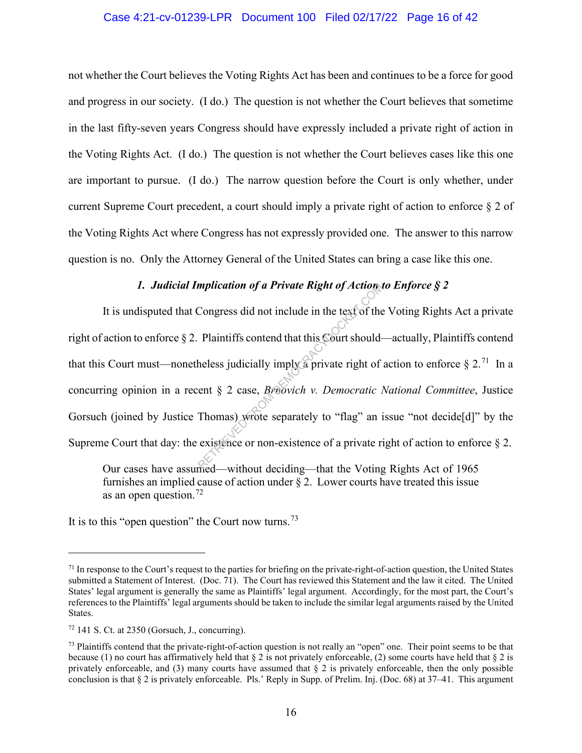not whether the Court believes the Voting Rights Act has been and continues to be a force for good and progress in our society. (I do.) The question is not whether the Court believes that sometime in the last fifty-seven years Congress should have expressly included a private right of action in the Voting Rights Act. (I do.) The question is not whether the Court believes cases like this one are important to pursue. (I do.) The narrow question before the Court is only whether, under current Supreme Court precedent, a court should imply a private right of action to enforce § 2 of the Voting Rights Act where Congress has not expressly provided one. The answer to this narrow question is no. Only the Attorney General of the United States can bring a case like this one.

### *1. Judicial Implication of a Private Right of Action to Enforce § 2*

It is undisputed that Congress did not include in the text of the Voting Rights Act a private right of action to enforce § 2. Plaintiffs contend that this Court should—actually, Plaintiffs contend that this Court must—nonetheless judicially imply a private right of action to enforce § 2.[71] In a concurring opinion in a recent § 2 case, *Brnovich v. Democratic National Committee*, Justice Gorsuch (joined by Justice Thomas) wrote separately to "flag" an issue "not decide[d]" by the Supreme Court that day: the existence or non-existence of a private right of action to enforce § 2.

> Our cases have assumed—without deciding—that the Voting Rights Act of 1965 furnishes an implied cause of action under § 2. Lower courts have treated this issue as an open question.[72]

It is to this "open question" the Court now turns.[73]

---

[71] In response to the Court's request to the parties for briefing on the private-right-of-action question, the United States submitted a Statement of Interest. (Doc. 71). The Court has reviewed this Statement and the law it cited. The United States' legal argument is generally the same as Plaintiffs' legal argument. Accordingly, for the most part, the Court's references to the Plaintiffs' legal arguments should be taken to include the similar legal arguments raised by the United States.

[72] 141 S. Ct. at 2350 (Gorsuch, J., concurring).

[73] Plaintiffs contend that the private-right-of-action question is not really an "open" one. Their point seems to be that because (1) no court has affirmatively held that § 2 is not privately enforceable, (2) some courts have held that § 2 is privately enforceable, and (3) many courts have assumed that § 2 is privately enforceable, then the only possible conclusion is that § 2 is privately enforceable. Pls.' Reply in Supp. of Prelim. Inj. (Doc. 68) at 37–41. This argument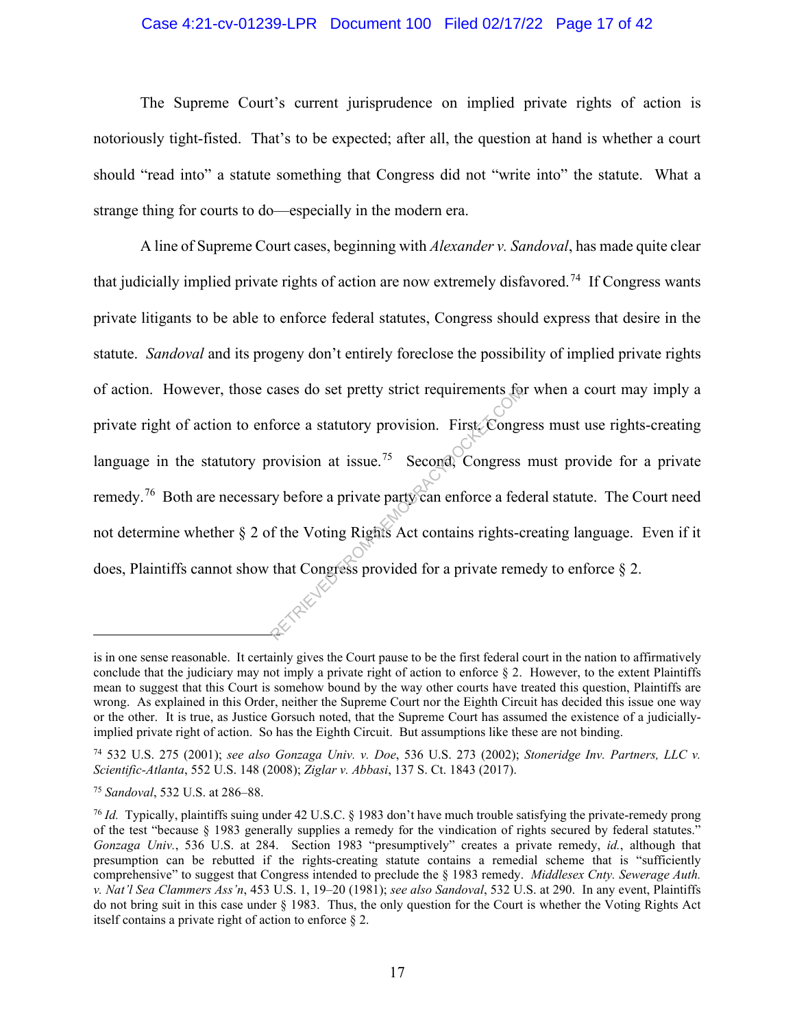The Supreme Court's current jurisprudence on implied private rights of action is notoriously tight-fisted. That's to be expected; after all, the question at hand is whether a court should "read into" a statute something that Congress did not "write into" the statute. What a strange thing for courts to do—especially in the modern era.

A line of Supreme Court cases, beginning with *Alexander v. Sandoval*, has made quite clear that judicially implied private rights of action are now extremely disfavored.[74] If Congress wants private litigants to be able to enforce federal statutes, Congress should express that desire in the statute. *Sandoval* and its progeny don't entirely foreclose the possibility of implied private rights of action. However, those cases do set pretty strict requirements for when a court may imply a private right of action to enforce a statutory provision. First, Congress must use rights-creating language in the statutory provision at issue.[75] Second, Congress must provide for a private remedy.[76] Both are necessary before a private party can enforce a federal statute. The Court need not determine whether § 2 of the Voting Rights Act contains rights-creating language. Even if it does, Plaintiffs cannot show that Congress provided for a private remedy to enforce § 2.

---

is in one sense reasonable. It certainly gives the Court pause to be the first federal court in the nation to affirmatively conclude that the judiciary may not imply a private right of action to enforce § 2. However, to the extent Plaintiffs mean to suggest that this Court is somehow bound by the way other courts have treated this question, Plaintiffs are wrong. As explained in this Order, neither the Supreme Court nor the Eighth Circuit has decided this issue one way or the other. It is true, as Justice Gorsuch noted, that the Supreme Court has assumed the existence of a judicially-implied private right of action. So has the Eighth Circuit. But assumptions like these are not binding.

[74] 532 U.S. 275 (2001); *see also Gonzaga Univ. v. Doe*, 536 U.S. 273 (2002); *Stoneridge Inv. Partners, LLC v. Scientific-Atlanta*, 552 U.S. 148 (2008); *Ziglar v. Abbasi*, 137 S. Ct. 1843 (2017).

[75] *Sandoval*, 532 U.S. at 286–88.

[76] *Id.* Typically, plaintiffs suing under 42 U.S.C. § 1983 don't have much trouble satisfying the private-remedy prong of the test "because § 1983 generally supplies a remedy for the vindication of rights secured by federal statutes." *Gonzaga Univ.*, 536 U.S. at 284. Section 1983 "presumptively" creates a private remedy, *id.*, although that presumption can be rebutted if the rights-creating statute contains a remedial scheme that is "sufficiently comprehensive" to suggest that Congress intended to preclude the § 1983 remedy. *Middlesex Cnty. Sewerage Auth. v. Nat'l Sea Clammers Ass'n*, 453 U.S. 1, 19–20 (1981); *see also Sandoval*, 532 U.S. at 290. In any event, Plaintiffs do not bring suit in this case under § 1983. Thus, the only question for the Court is whether the Voting Rights Act itself contains a private right of action to enforce § 2.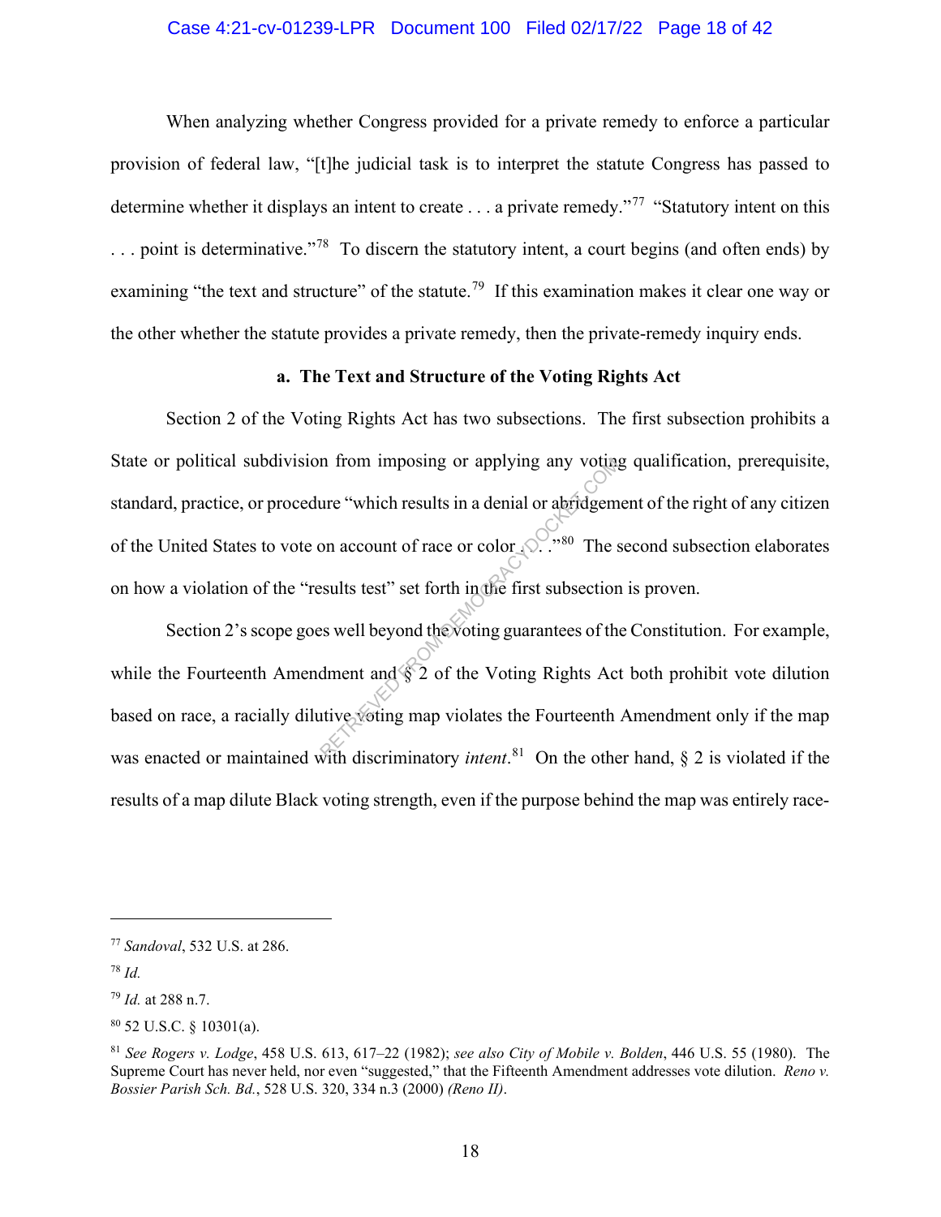When analyzing whether Congress provided for a private remedy to enforce a particular provision of federal law, "[t]he judicial task is to interpret the statute Congress has passed to determine whether it displays an intent to create . . . a private remedy."[77] "Statutory intent on this . . . point is determinative."[78] To discern the statutory intent, a court begins (and often ends) by examining "the text and structure" of the statute.[79] If this examination makes it clear one way or the other whether the statute provides a private remedy, then the private-remedy inquiry ends.

**a. The Text and Structure of the Voting Rights Act**

Section 2 of the Voting Rights Act has two subsections. The first subsection prohibits a State or political subdivision from imposing or applying any voting qualification, prerequisite, standard, practice, or procedure "which results in a denial or abridgement of the right of any citizen of the United States to vote on account of race or color . . . ."[80] The second subsection elaborates on how a violation of the "results test" set forth in the first subsection is proven.

Section 2's scope goes well beyond the voting guarantees of the Constitution. For example, while the Fourteenth Amendment and § 2 of the Voting Rights Act both prohibit vote dilution based on race, a racially dilutive voting map violates the Fourteenth Amendment only if the map was enacted or maintained with discriminatory *intent*.[81] On the other hand, § 2 is violated if the results of a map dilute Black voting strength, even if the purpose behind the map was entirely race-

---

[77] *Sandoval*, 532 U.S. at 286.

[78] *Id.*

[79] *Id.* at 288 n.7.

[80] 52 U.S.C. § 10301(a).

[81] *See Rogers v. Lodge*, 458 U.S. 613, 617–22 (1982); *see also City of Mobile v. Bolden*, 446 U.S. 55 (1980). The Supreme Court has never held, nor even "suggested," that the Fifteenth Amendment addresses vote dilution. *Reno v. Bossier Parish Sch. Bd.*, 528 U.S. 320, 334 n.3 (2000) *(Reno II)*.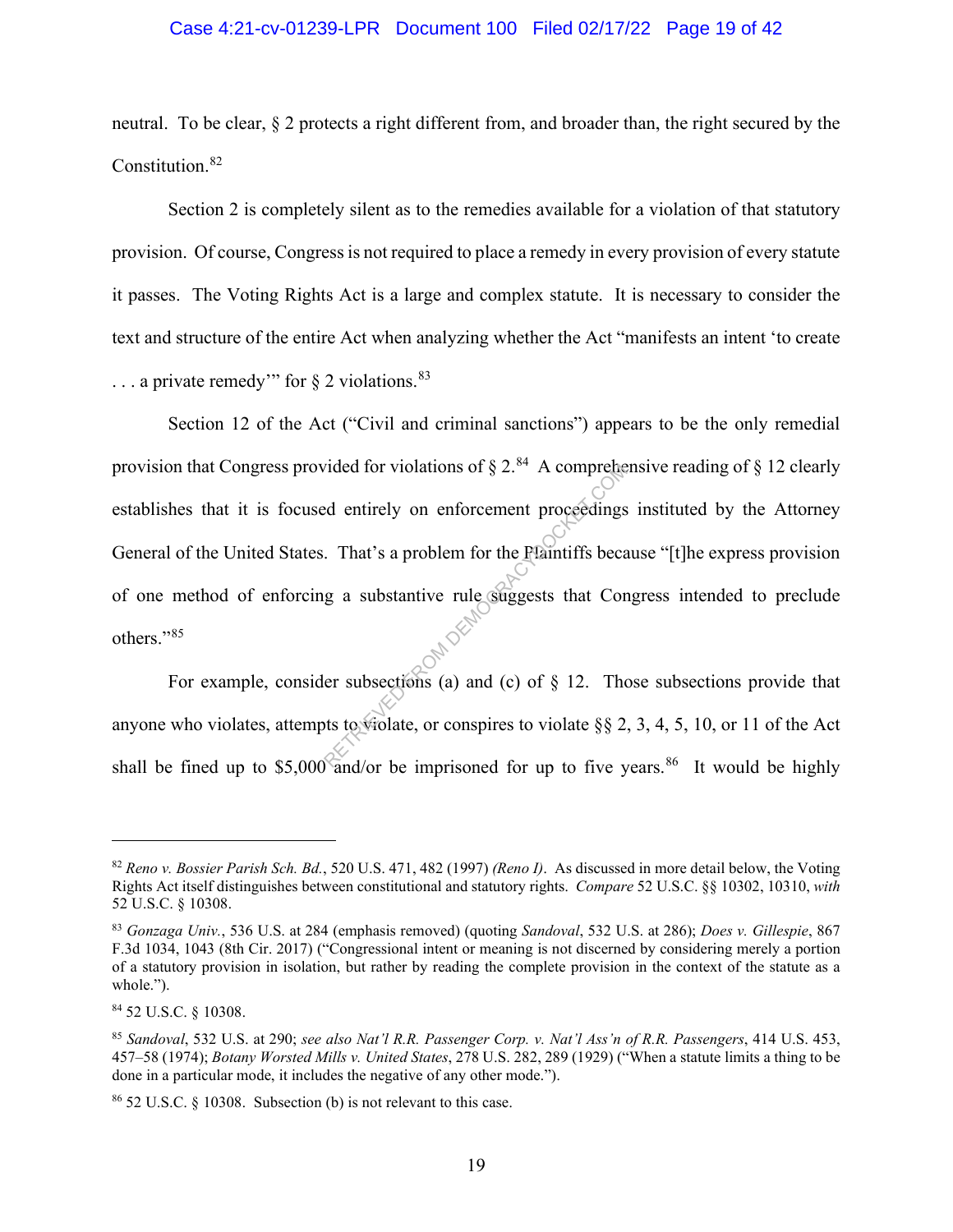neutral. To be clear, § 2 protects a right different from, and broader than, the right secured by the Constitution.[82]

Section 2 is completely silent as to the remedies available for a violation of that statutory provision. Of course, Congress is not required to place a remedy in every provision of every statute it passes. The Voting Rights Act is a large and complex statute. It is necessary to consider the text and structure of the entire Act when analyzing whether the Act "manifests an intent 'to create . . . a private remedy'" for § 2 violations.[83]

Section 12 of the Act ("Civil and criminal sanctions") appears to be the only remedial provision that Congress provided for violations of § 2.[84] A comprehensive reading of § 12 clearly establishes that it is focused entirely on enforcement proceedings instituted by the Attorney General of the United States. That's a problem for the Plaintiffs because "[t]he express provision of one method of enforcing a substantive rule suggests that Congress intended to preclude others."[85]

For example, consider subsections (a) and (c) of § 12. Those subsections provide that anyone who violates, attempts to violate, or conspires to violate §§ 2, 3, 4, 5, 10, or 11 of the Act shall be fined up to $5,000 and/or be imprisoned for up to five years.[86] It would be highly

---

[82] *Reno v. Bossier Parish Sch. Bd.*, 520 U.S. 471, 482 (1997) *(Reno I)*. As discussed in more detail below, the Voting Rights Act itself distinguishes between constitutional and statutory rights. *Compare* 52 U.S.C. §§ 10302, 10310, *with* 52 U.S.C. § 10308.

[83] *Gonzaga Univ.*, 536 U.S. at 284 (emphasis removed) (quoting *Sandoval*, 532 U.S. at 286); *Does v. Gillespie*, 867 F.3d 1034, 1043 (8th Cir. 2017) ("Congressional intent or meaning is not discerned by considering merely a portion of a statutory provision in isolation, but rather by reading the complete provision in the context of the statute as a whole.").

[84] 52 U.S.C. § 10308.

[85] *Sandoval*, 532 U.S. at 290; *see also Nat'l R.R. Passenger Corp. v. Nat'l Ass'n of R.R. Passengers*, 414 U.S. 453, 457–58 (1974); *Botany Worsted Mills v. United States*, 278 U.S. 282, 289 (1929) ("When a statute limits a thing to be done in a particular mode, it includes the negative of any other mode.").

[86] 52 U.S.C. § 10308. Subsection (b) is not relevant to this case.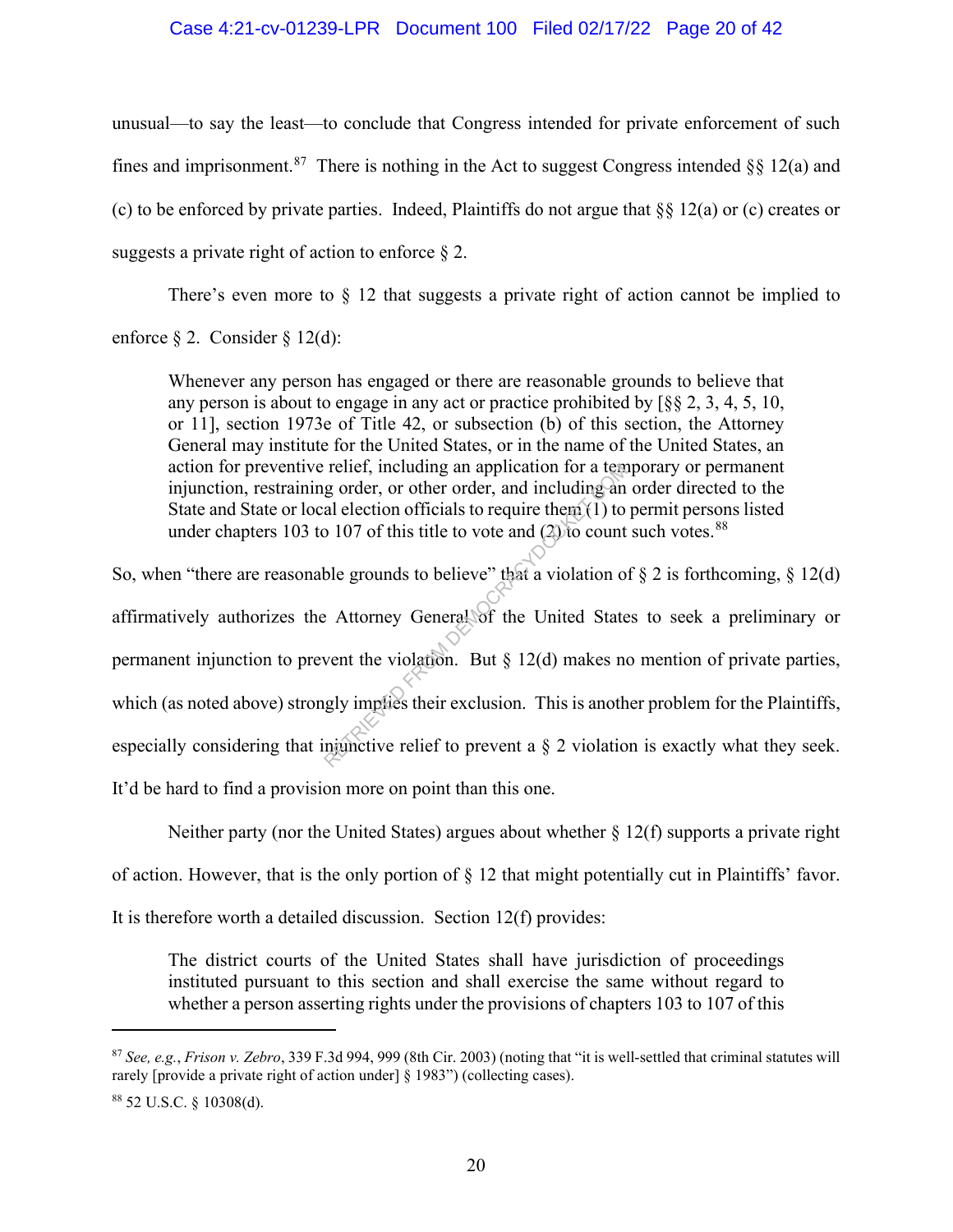unusual—to say the least—to conclude that Congress intended for private enforcement of such fines and imprisonment.[87] There is nothing in the Act to suggest Congress intended §§ 12(a) and (c) to be enforced by private parties. Indeed, Plaintiffs do not argue that §§ 12(a) or (c) creates or suggests a private right of action to enforce § 2.

There's even more to § 12 that suggests a private right of action cannot be implied to enforce § 2. Consider § 12(d):

> Whenever any person has engaged or there are reasonable grounds to believe that any person is about to engage in any act or practice prohibited by [§§ 2, 3, 4, 5, 10, or 11], section 1973e of Title 42, or subsection (b) of this section, the Attorney General may institute for the United States, or in the name of the United States, an action for preventive relief, including an application for a temporary or permanent injunction, restraining order, or other order, and including an order directed to the State and State or local election officials to require them (1) to permit persons listed under chapters 103 to 107 of this title to vote and (2) to count such votes.[88]

So, when "there are reasonable grounds to believe" that a violation of § 2 is forthcoming, § 12(d) affirmatively authorizes the Attorney General of the United States to seek a preliminary or permanent injunction to prevent the violation. But § 12(d) makes no mention of private parties, which (as noted above) strongly implies their exclusion. This is another problem for the Plaintiffs, especially considering that injunctive relief to prevent a § 2 violation is exactly what they seek. It'd be hard to find a provision more on point than this one.

Neither party (nor the United States) argues about whether § 12(f) supports a private right of action. However, that is the only portion of § 12 that might potentially cut in Plaintiffs' favor. It is therefore worth a detailed discussion. Section 12(f) provides:

> The district courts of the United States shall have jurisdiction of proceedings instituted pursuant to this section and shall exercise the same without regard to whether a person asserting rights under the provisions of chapters 103 to 107 of this

---

[87] *See, e.g.*, *Frison v. Zebro*, 339 F.3d 994, 999 (8th Cir. 2003) (noting that "it is well-settled that criminal statutes will rarely [provide a private right of action under] § 1983") (collecting cases).

[88] 52 U.S.C. § 10308(d).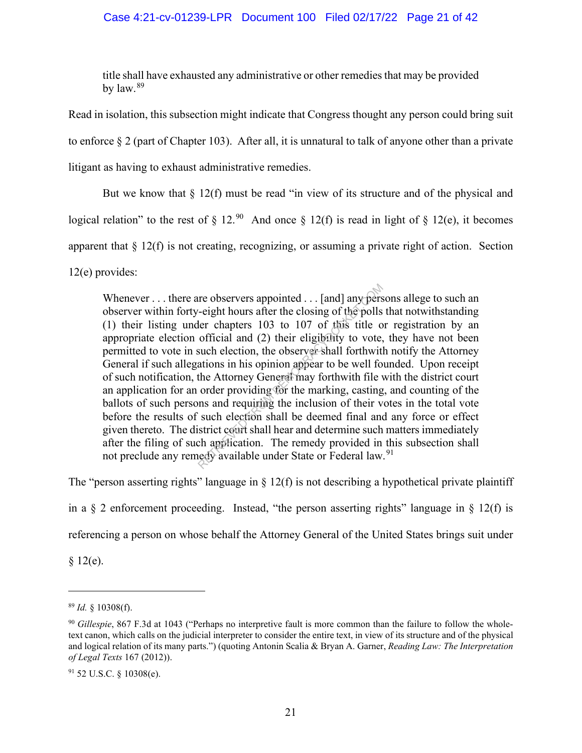> title shall have exhausted any administrative or other remedies that may be provided by law.[89]

Read in isolation, this subsection might indicate that Congress thought any person could bring suit to enforce § 2 (part of Chapter 103). After all, it is unnatural to talk of anyone other than a private litigant as having to exhaust administrative remedies.

But we know that § 12(f) must be read "in view of its structure and of the physical and logical relation" to the rest of § 12.[90] And once § 12(f) is read in light of § 12(e), it becomes apparent that § 12(f) is not creating, recognizing, or assuming a private right of action. Section 12(e) provides:

> Whenever . . . there are observers appointed . . . [and] any persons allege to such an observer within forty-eight hours after the closing of the polls that notwithstanding (1) their listing under chapters 103 to 107 of this title or registration by an appropriate election official and (2) their eligibility to vote, they have not been permitted to vote in such election, the observer shall forthwith notify the Attorney General if such allegations in his opinion appear to be well founded. Upon receipt of such notification, the Attorney General may forthwith file with the district court an application for an order providing for the marking, casting, and counting of the ballots of such persons and requiring the inclusion of their votes in the total vote before the results of such election shall be deemed final and any force or effect given thereto. The district court shall hear and determine such matters immediately after the filing of such application. The remedy provided in this subsection shall not preclude any remedy available under State or Federal law.[91]

The "person asserting rights" language in § 12(f) is not describing a hypothetical private plaintiff in a § 2 enforcement proceeding. Instead, "the person asserting rights" language in § 12(f) is referencing a person on whose behalf the Attorney General of the United States brings suit under § 12(e).

---

[89] *Id.* § 10308(f).

[90] *Gillespie*, 867 F.3d at 1043 ("Perhaps no interpretive fault is more common than the failure to follow the whole-text canon, which calls on the judicial interpreter to consider the entire text, in view of its structure and of the physical and logical relation of its many parts.") (quoting Antonin Scalia & Bryan A. Garner, *Reading Law: The Interpretation of Legal Texts* 167 (2012)).

[91] 52 U.S.C. § 10308(e).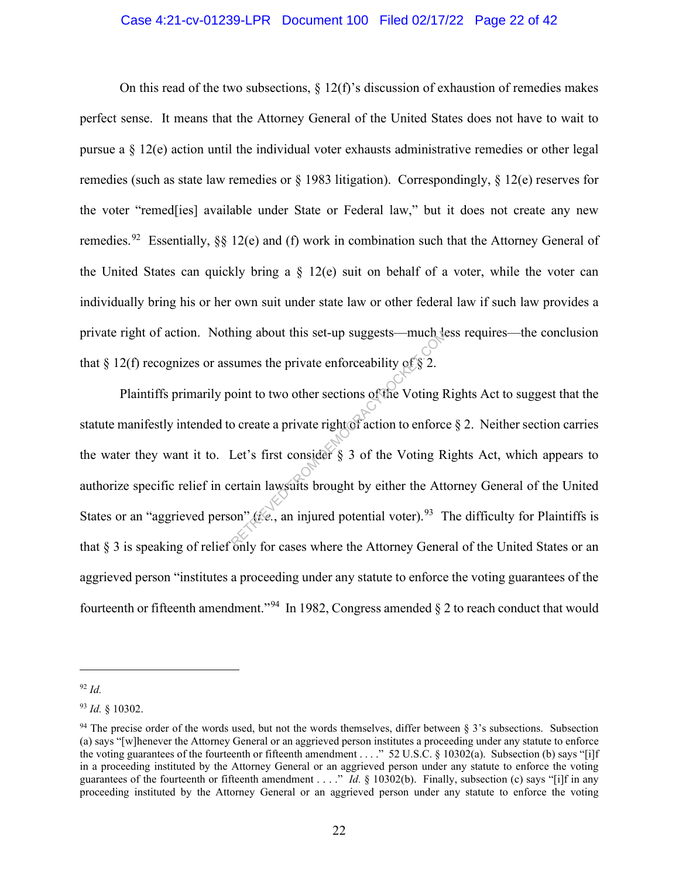On this read of the two subsections, § 12(f)'s discussion of exhaustion of remedies makes perfect sense. It means that the Attorney General of the United States does not have to wait to pursue a § 12(e) action until the individual voter exhausts administrative remedies or other legal remedies (such as state law remedies or § 1983 litigation). Correspondingly, § 12(e) reserves for the voter "remed[ies] available under State or Federal law," but it does not create any new remedies.[92] Essentially, §§ 12(e) and (f) work in combination such that the Attorney General of the United States can quickly bring a § 12(e) suit on behalf of a voter, while the voter can individually bring his or her own suit under state law or other federal law if such law provides a private right of action. Nothing about this set-up suggests—much less requires—the conclusion that § 12(f) recognizes or assumes the private enforceability of § 2.

Plaintiffs primarily point to two other sections of the Voting Rights Act to suggest that the statute manifestly intended to create a private right of action to enforce § 2. Neither section carries the water they want it to. Let's first consider § 3 of the Voting Rights Act, which appears to authorize specific relief in certain lawsuits brought by either the Attorney General of the United States or an "aggrieved person" (*i.e.*, an injured potential voter).[93] The difficulty for Plaintiffs is that § 3 is speaking of relief only for cases where the Attorney General of the United States or an aggrieved person "institutes a proceeding under any statute to enforce the voting guarantees of the fourteenth or fifteenth amendment."[94] In 1982, Congress amended § 2 to reach conduct that would

---

[92] *Id.*

[93] *Id.* § 10302.

[94] The precise order of the words used, but not the words themselves, differ between § 3's subsections. Subsection (a) says "[w]henever the Attorney General or an aggrieved person institutes a proceeding under any statute to enforce the voting guarantees of the fourteenth or fifteenth amendment . . . ." 52 U.S.C. § 10302(a). Subsection (b) says "[i]f in a proceeding instituted by the Attorney General or an aggrieved person under any statute to enforce the voting guarantees of the fourteenth or fifteenth amendment . . . ." *Id.* § 10302(b). Finally, subsection (c) says "[i]f in any proceeding instituted by the Attorney General or an aggrieved person under any statute to enforce the voting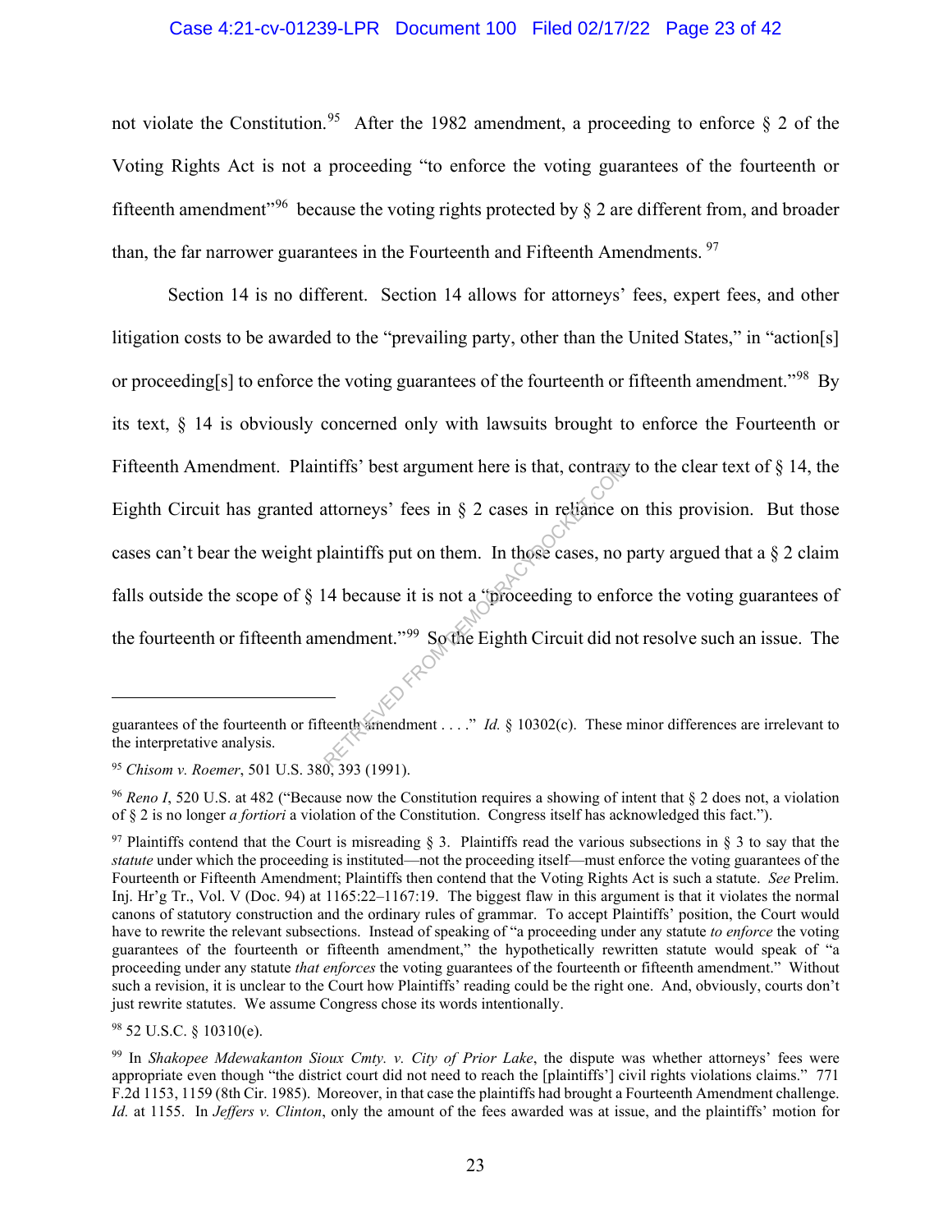not violate the Constitution.[95] After the 1982 amendment, a proceeding to enforce § 2 of the Voting Rights Act is not a proceeding "to enforce the voting guarantees of the fourteenth or fifteenth amendment"[96] because the voting rights protected by § 2 are different from, and broader than, the far narrower guarantees in the Fourteenth and Fifteenth Amendments.[97]

Section 14 is no different. Section 14 allows for attorneys' fees, expert fees, and other litigation costs to be awarded to the "prevailing party, other than the United States," in "action[s] or proceeding[s] to enforce the voting guarantees of the fourteenth or fifteenth amendment."[98] By its text, § 14 is obviously concerned only with lawsuits brought to enforce the Fourteenth or Fifteenth Amendment. Plaintiffs' best argument here is that, contrary to the clear text of § 14, the Eighth Circuit has granted attorneys' fees in § 2 cases in reliance on this provision. But those cases can't bear the weight plaintiffs put on them. In those cases, no party argued that a § 2 claim falls outside the scope of § 14 because it is not a "proceeding to enforce the voting guarantees of the fourteenth or fifteenth amendment."[99] So the Eighth Circuit did not resolve such an issue. The

---

guarantees of the fourteenth or fifteenth amendment . . . ." *Id.* § 10302(c). These minor differences are irrelevant to the interpretative analysis.

[95] *Chisom v. Roemer*, 501 U.S. 380, 393 (1991).

[96] *Reno I*, 520 U.S. at 482 ("Because now the Constitution requires a showing of intent that § 2 does not, a violation of § 2 is no longer *a fortiori* a violation of the Constitution. Congress itself has acknowledged this fact.").

[97] Plaintiffs contend that the Court is misreading § 3. Plaintiffs read the various subsections in § 3 to say that the *statute* under which the proceeding is instituted—not the proceeding itself—must enforce the voting guarantees of the Fourteenth or Fifteenth Amendment; Plaintiffs then contend that the Voting Rights Act is such a statute. *See* Prelim. Inj. Hr'g Tr., Vol. V (Doc. 94) at 1165:22–1167:19. The biggest flaw in this argument is that it violates the normal canons of statutory construction and the ordinary rules of grammar. To accept Plaintiffs' position, the Court would have to rewrite the relevant subsections. Instead of speaking of "a proceeding under any statute *to enforce* the voting guarantees of the fourteenth or fifteenth amendment," the hypothetically rewritten statute would speak of "a proceeding under any statute *that enforces* the voting guarantees of the fourteenth or fifteenth amendment." Without such a revision, it is unclear to the Court how Plaintiffs' reading could be the right one. And, obviously, courts don't just rewrite statutes. We assume Congress chose its words intentionally.

[98] 52 U.S.C. § 10310(e).

[99] In *Shakopee Mdewakanton Sioux Cmty. v. City of Prior Lake*, the dispute was whether attorneys' fees were appropriate even though "the district court did not need to reach the [plaintiffs'] civil rights violations claims." 771 F.2d 1153, 1159 (8th Cir. 1985). Moreover, in that case the plaintiffs had brought a Fourteenth Amendment challenge. *Id.* at 1155. In *Jeffers v. Clinton*, only the amount of the fees awarded was at issue, and the plaintiffs' motion for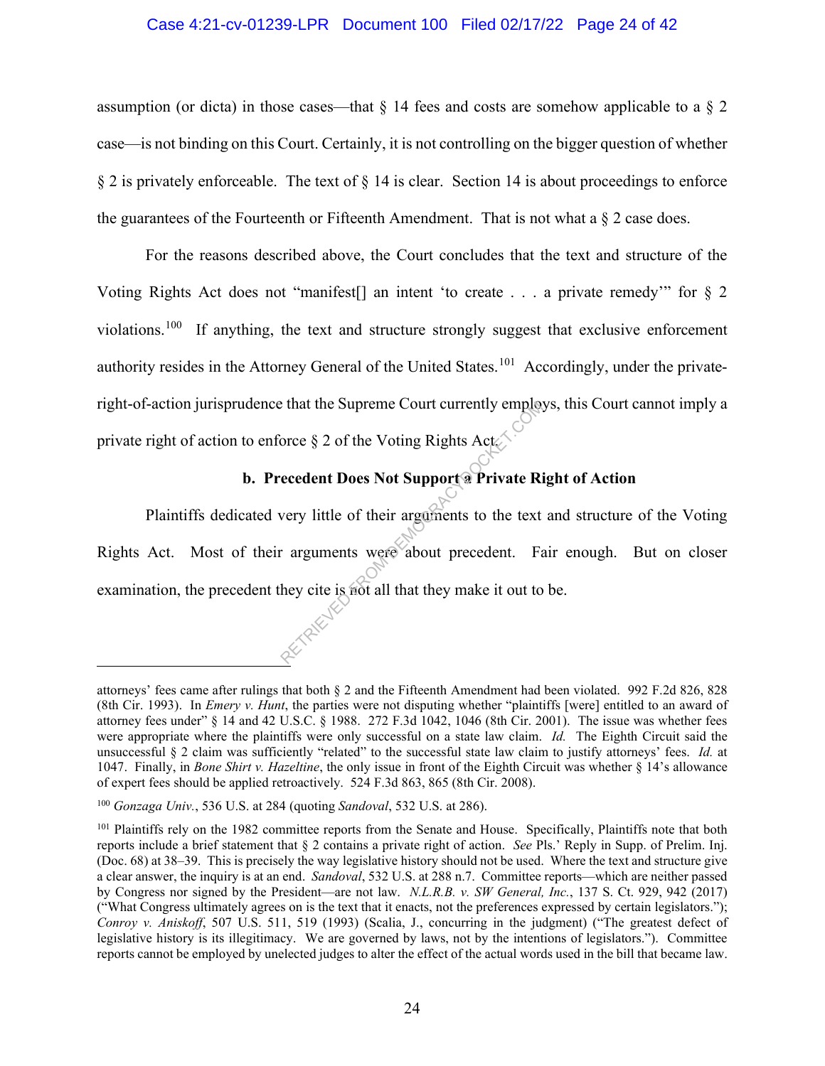assumption (or dicta) in those cases—that § 14 fees and costs are somehow applicable to a § 2 case—is not binding on this Court. Certainly, it is not controlling on the bigger question of whether § 2 is privately enforceable. The text of § 14 is clear. Section 14 is about proceedings to enforce the guarantees of the Fourteenth or Fifteenth Amendment. That is not what a § 2 case does.

For the reasons described above, the Court concludes that the text and structure of the Voting Rights Act does not "manifest[] an intent 'to create . . . a private remedy'" for § 2 violations.[100] If anything, the text and structure strongly suggest that exclusive enforcement authority resides in the Attorney General of the United States.[101] Accordingly, under the private-right-of-action jurisprudence that the Supreme Court currently employs, this Court cannot imply a private right of action to enforce § 2 of the Voting Rights Act.

### b. Precedent Does Not Support a Private Right of Action

Plaintiffs dedicated very little of their arguments to the text and structure of the Voting Rights Act. Most of their arguments were about precedent. Fair enough. But on closer examination, the precedent they cite is not all that they make it out to be.

---

attorneys' fees came after rulings that both § 2 and the Fifteenth Amendment had been violated. 992 F.2d 826, 828 (8th Cir. 1993). In *Emery v. Hunt*, the parties were not disputing whether "plaintiffs [were] entitled to an award of attorney fees under" § 14 and 42 U.S.C. § 1988. 272 F.3d 1042, 1046 (8th Cir. 2001). The issue was whether fees were appropriate where the plaintiffs were only successful on a state law claim. *Id.* The Eighth Circuit said the unsuccessful § 2 claim was sufficiently "related" to the successful state law claim to justify attorneys' fees. *Id.* at 1047. Finally, in *Bone Shirt v. Hazeltine*, the only issue in front of the Eighth Circuit was whether § 14's allowance of expert fees should be applied retroactively. 524 F.3d 863, 865 (8th Cir. 2008).

[100] *Gonzaga Univ.*, 536 U.S. at 284 (quoting *Sandoval*, 532 U.S. at 286).

[101] Plaintiffs rely on the 1982 committee reports from the Senate and House. Specifically, Plaintiffs note that both reports include a brief statement that § 2 contains a private right of action. *See* Pls.' Reply in Supp. of Prelim. Inj. (Doc. 68) at 38–39. This is precisely the way legislative history should not be used. Where the text and structure give a clear answer, the inquiry is at an end. *Sandoval*, 532 U.S. at 288 n.7. Committee reports—which are neither passed by Congress nor signed by the President—are not law. *N.L.R.B. v. SW General, Inc.*, 137 S. Ct. 929, 942 (2017) ("What Congress ultimately agrees on is the text that it enacts, not the preferences expressed by certain legislators."); *Conroy v. Aniskoff*, 507 U.S. 511, 519 (1993) (Scalia, J., concurring in the judgment) ("The greatest defect of legislative history is its illegitimacy. We are governed by laws, not by the intentions of legislators."). Committee reports cannot be employed by unelected judges to alter the effect of the actual words used in the bill that became law.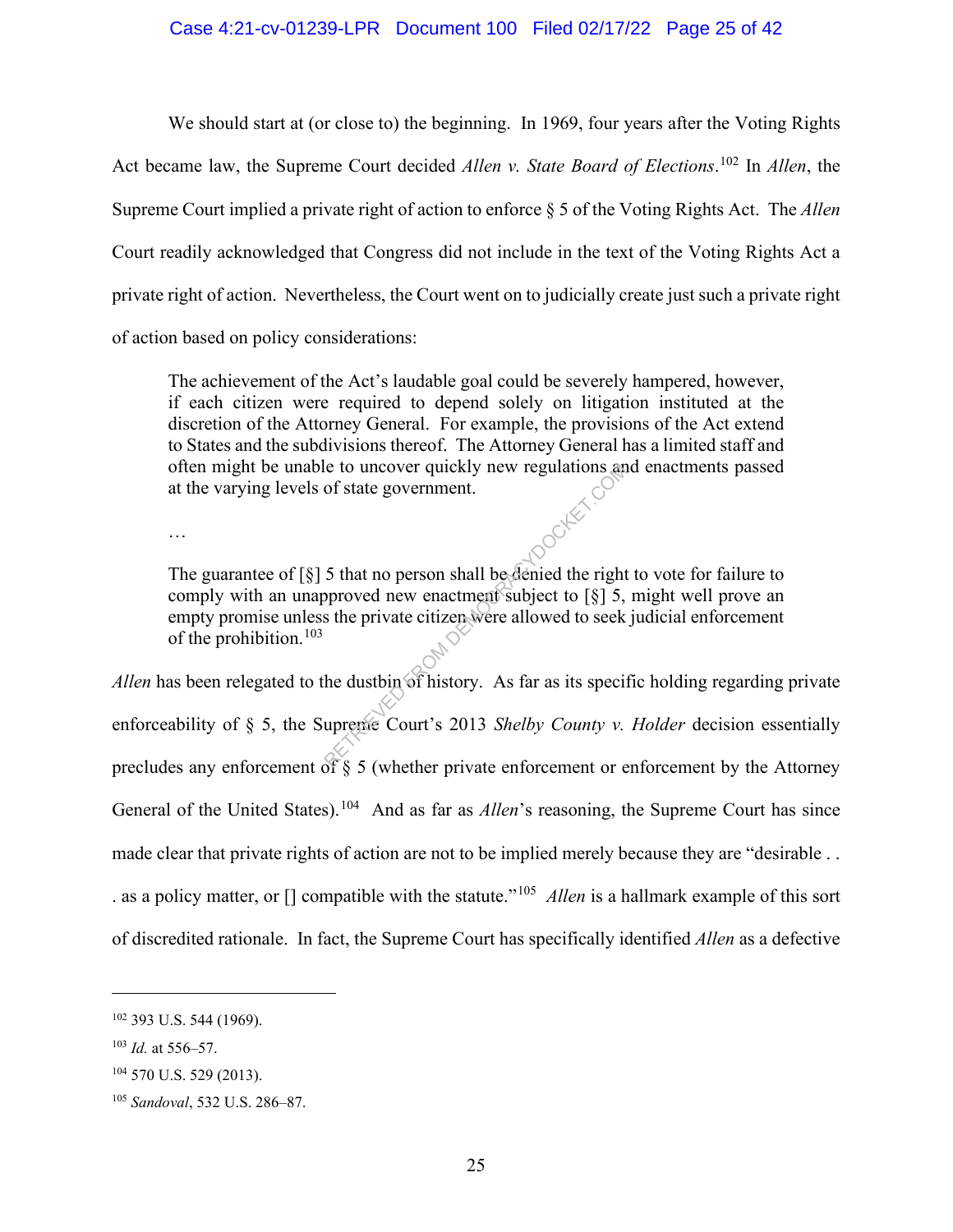We should start at (or close to) the beginning. In 1969, four years after the Voting Rights Act became law, the Supreme Court decided *Allen v. State Board of Elections*.[102] In *Allen*, the Supreme Court implied a private right of action to enforce § 5 of the Voting Rights Act. The *Allen* Court readily acknowledged that Congress did not include in the text of the Voting Rights Act a private right of action. Nevertheless, the Court went on to judicially create just such a private right of action based on policy considerations:

> The achievement of the Act's laudable goal could be severely hampered, however, if each citizen were required to depend solely on litigation instituted at the discretion of the Attorney General. For example, the provisions of the Act extend to States and the subdivisions thereof. The Attorney General has a limited staff and often might be unable to uncover quickly new regulations and enactments passed at the varying levels of state government.
>
> …
>
> The guarantee of [§] 5 that no person shall be denied the right to vote for failure to comply with an unapproved new enactment subject to [§] 5, might well prove an empty promise unless the private citizen were allowed to seek judicial enforcement of the prohibition.[103]

*Allen* has been relegated to the dustbin of history. As far as its specific holding regarding private enforceability of § 5, the Supreme Court's 2013 *Shelby County v. Holder* decision essentially precludes any enforcement of § 5 (whether private enforcement or enforcement by the Attorney General of the United States).[104] And as far as *Allen*'s reasoning, the Supreme Court has since made clear that private rights of action are not to be implied merely because they are "desirable . . . as a policy matter, or [] compatible with the statute."[105] *Allen* is a hallmark example of this sort of discredited rationale. In fact, the Supreme Court has specifically identified *Allen* as a defective

---

[102] 393 U.S. 544 (1969).

[103] *Id.* at 556–57.

[104] 570 U.S. 529 (2013).

[105] *Sandoval*, 532 U.S. 286–87.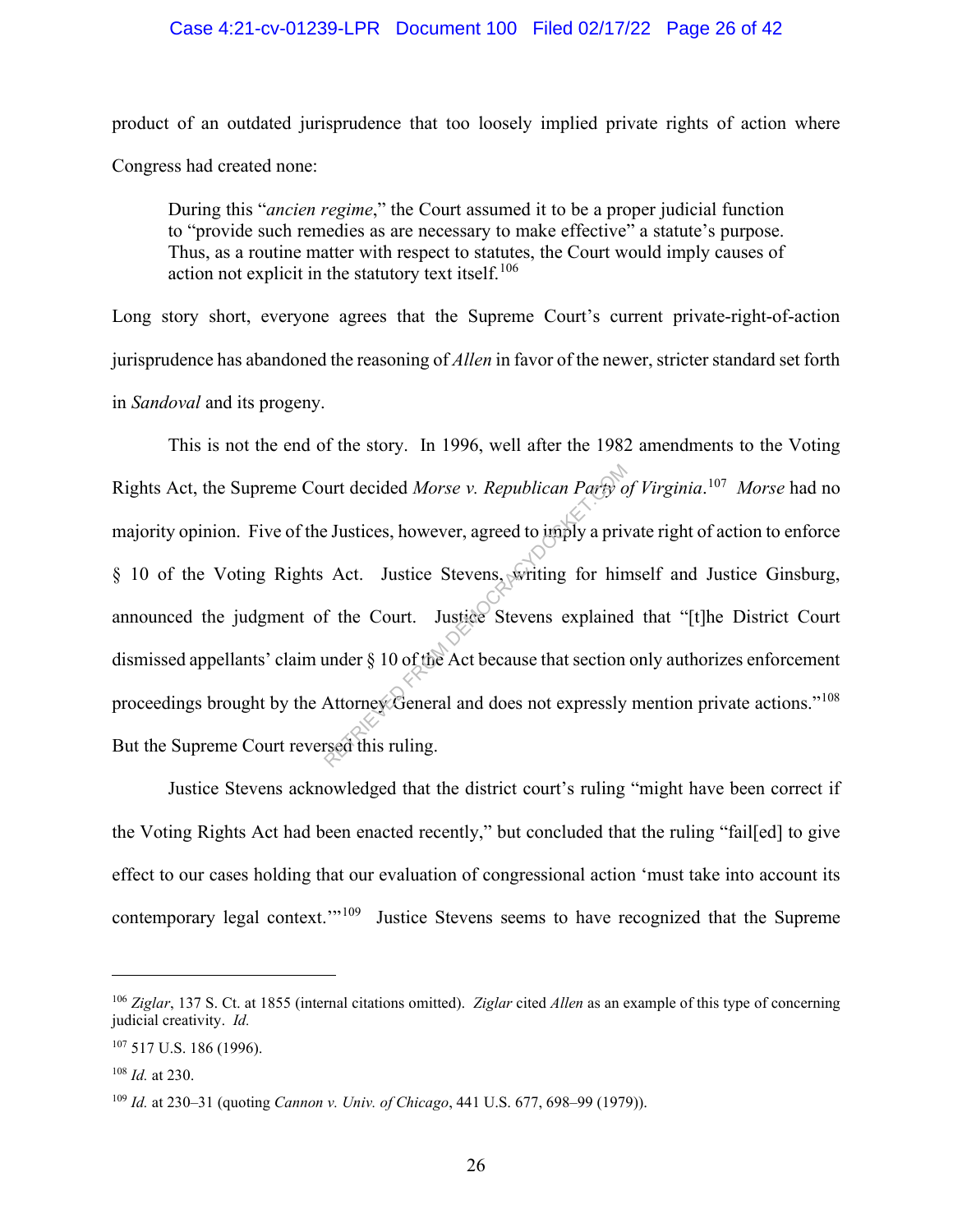product of an outdated jurisprudence that too loosely implied private rights of action where Congress had created none:

> During this "*ancien regime*," the Court assumed it to be a proper judicial function to "provide such remedies as are necessary to make effective" a statute's purpose. Thus, as a routine matter with respect to statutes, the Court would imply causes of action not explicit in the statutory text itself.[106]

Long story short, everyone agrees that the Supreme Court's current private-right-of-action jurisprudence has abandoned the reasoning of *Allen* in favor of the newer, stricter standard set forth in *Sandoval* and its progeny.

This is not the end of the story. In 1996, well after the 1982 amendments to the Voting Rights Act, the Supreme Court decided *Morse v. Republican Party of Virginia*.[107] *Morse* had no majority opinion. Five of the Justices, however, agreed to imply a private right of action to enforce § 10 of the Voting Rights Act. Justice Stevens, writing for himself and Justice Ginsburg, announced the judgment of the Court. Justice Stevens explained that "[t]he District Court dismissed appellants' claim under § 10 of the Act because that section only authorizes enforcement proceedings brought by the Attorney General and does not expressly mention private actions."[108] But the Supreme Court reversed this ruling.

Justice Stevens acknowledged that the district court's ruling "might have been correct if the Voting Rights Act had been enacted recently," but concluded that the ruling "fail[ed] to give effect to our cases holding that our evaluation of congressional action 'must take into account its contemporary legal context.'"[109] Justice Stevens seems to have recognized that the Supreme

---

[106] *Ziglar*, 137 S. Ct. at 1855 (internal citations omitted). *Ziglar* cited *Allen* as an example of this type of concerning judicial creativity. *Id.*

[107] 517 U.S. 186 (1996).

[108] *Id.* at 230.

[109] *Id.* at 230–31 (quoting *Cannon v. Univ. of Chicago*, 441 U.S. 677, 698–99 (1979)).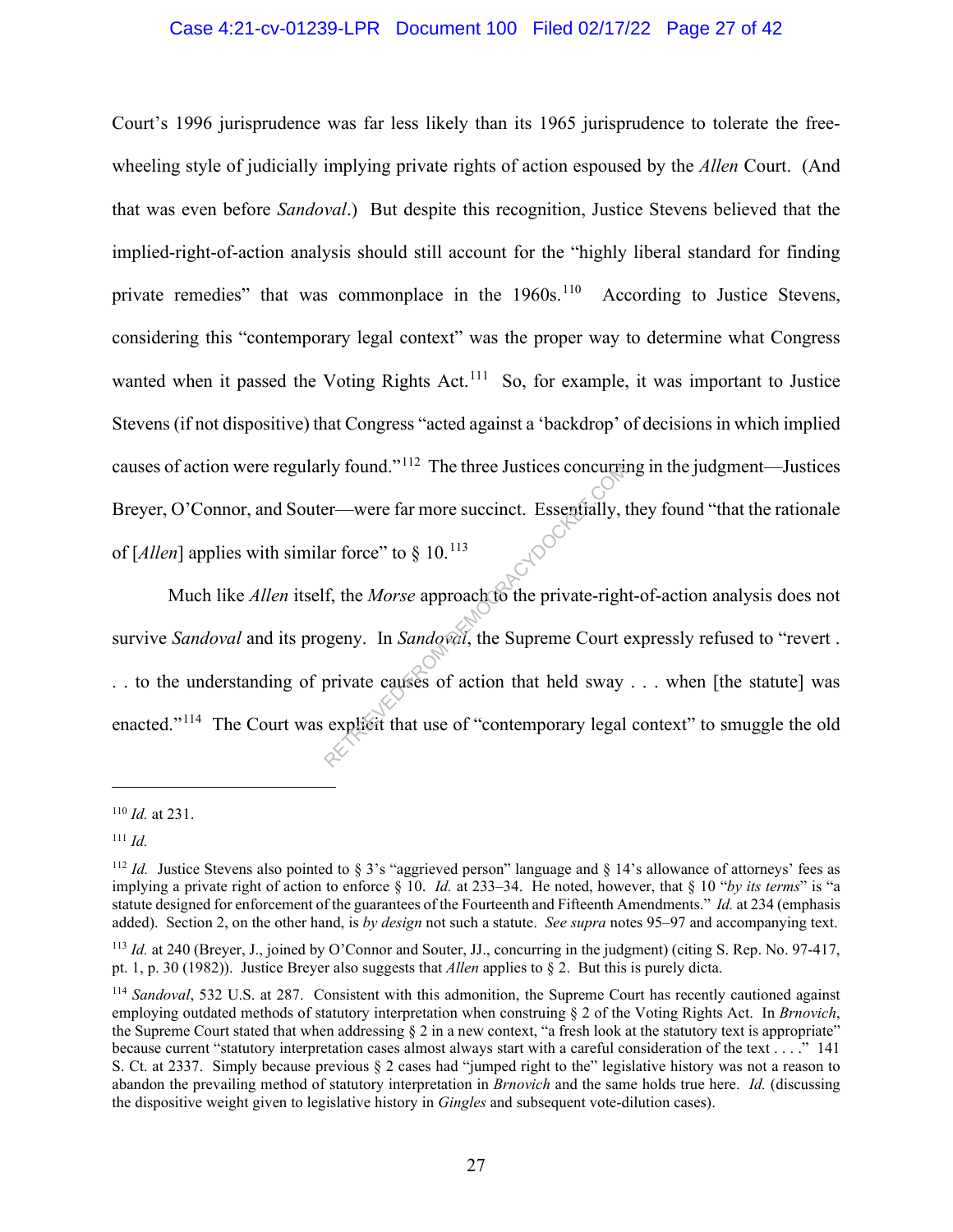Court's 1996 jurisprudence was far less likely than its 1965 jurisprudence to tolerate the free-wheeling style of judicially implying private rights of action espoused by the *Allen* Court. (And that was even before *Sandoval*.) But despite this recognition, Justice Stevens believed that the implied-right-of-action analysis should still account for the "highly liberal standard for finding private remedies" that was commonplace in the 1960s.[110] According to Justice Stevens, considering this "contemporary legal context" was the proper way to determine what Congress wanted when it passed the Voting Rights Act.[111] So, for example, it was important to Justice Stevens (if not dispositive) that Congress "acted against a 'backdrop' of decisions in which implied causes of action were regularly found."[112] The three Justices concurring in the judgment—Justices Breyer, O'Connor, and Souter—were far more succinct. Essentially, they found "that the rationale of [*Allen*] applies with similar force" to § 10.[113]

Much like *Allen* itself, the *Morse* approach to the private-right-of-action analysis does not survive *Sandoval* and its progeny. In *Sandoval*, the Supreme Court expressly refused to "revert . . . to the understanding of private causes of action that held sway . . . when [the statute] was enacted."[114] The Court was explicit that use of "contemporary legal context" to smuggle the old

---

[110] *Id.* at 231.

[111] *Id.*

[112] *Id.* Justice Stevens also pointed to § 3's "aggrieved person" language and § 14's allowance of attorneys' fees as implying a private right of action to enforce § 10. *Id.* at 233–34. He noted, however, that § 10 "*by its terms*" is "a statute designed for enforcement of the guarantees of the Fourteenth and Fifteenth Amendments." *Id.* at 234 (emphasis added). Section 2, on the other hand, is *by design* not such a statute. *See supra* notes 95–97 and accompanying text.

[113] *Id.* at 240 (Breyer, J., joined by O'Connor and Souter, JJ., concurring in the judgment) (citing S. Rep. No. 97-417, pt. 1, p. 30 (1982)). Justice Breyer also suggests that *Allen* applies to § 2. But this is purely dicta.

[114] *Sandoval*, 532 U.S. at 287. Consistent with this admonition, the Supreme Court has recently cautioned against employing outdated methods of statutory interpretation when construing § 2 of the Voting Rights Act. In *Brnovich*, the Supreme Court stated that when addressing § 2 in a new context, "a fresh look at the statutory text is appropriate" because current "statutory interpretation cases almost always start with a careful consideration of the text . . . ." 141 S. Ct. at 2337. Simply because previous § 2 cases had "jumped right to the" legislative history was not a reason to abandon the prevailing method of statutory interpretation in *Brnovich* and the same holds true here. *Id.* (discussing the dispositive weight given to legislative history in *Gingles* and subsequent vote-dilution cases).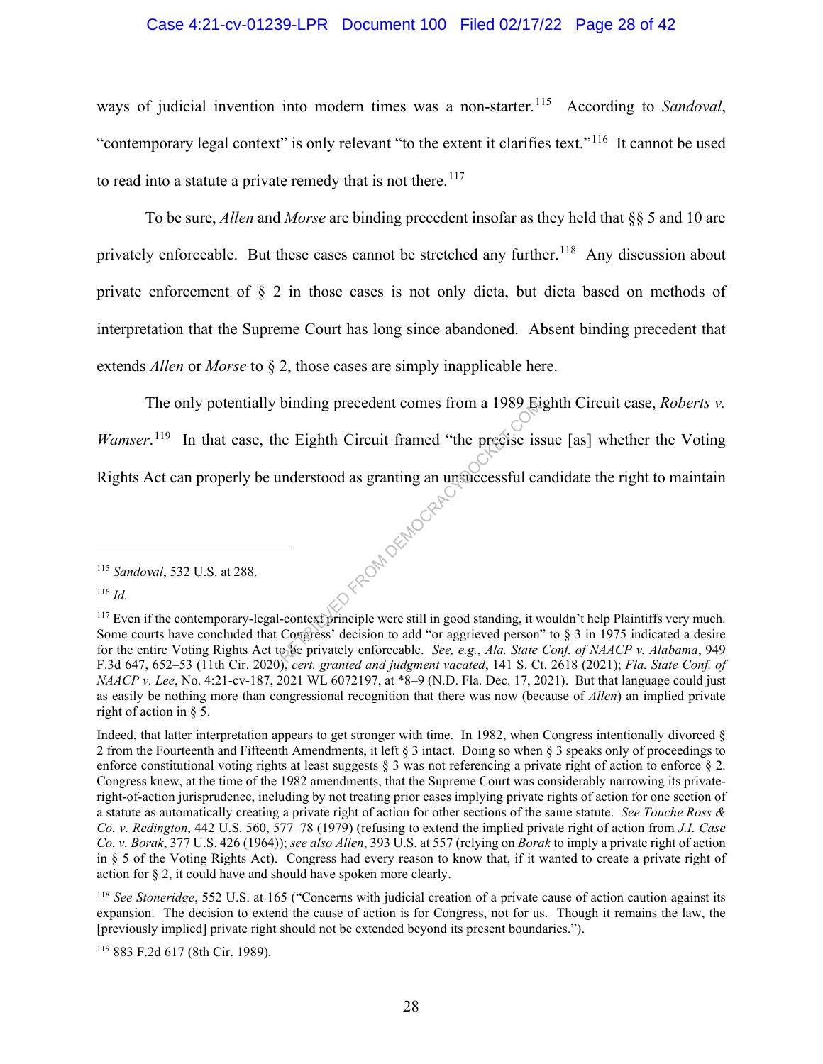ways of judicial invention into modern times was a non-starter.[115] According to *Sandoval*, "contemporary legal context" is only relevant "to the extent it clarifies text."[116] It cannot be used to read into a statute a private remedy that is not there.[117]

To be sure, *Allen* and *Morse* are binding precedent insofar as they held that §§ 5 and 10 are privately enforceable. But these cases cannot be stretched any further.[118] Any discussion about private enforcement of § 2 in those cases is not only dicta, but dicta based on methods of interpretation that the Supreme Court has long since abandoned. Absent binding precedent that extends *Allen* or *Morse* to § 2, those cases are simply inapplicable here.

The only potentially binding precedent comes from a 1989 Eighth Circuit case, *Roberts v. Wamser*.[119] In that case, the Eighth Circuit framed "the precise issue [as] whether the Voting Rights Act can properly be understood as granting an unsuccessful candidate the right to maintain

---

[115] *Sandoval*, 532 U.S. at 288.

[116] *Id.*

[117] Even if the contemporary-legal-context principle were still in good standing, it wouldn't help Plaintiffs very much. Some courts have concluded that Congress' decision to add "or aggrieved person" to § 3 in 1975 indicated a desire for the entire Voting Rights Act to be privately enforceable. *See, e.g.*, *Ala. State Conf. of NAACP v. Alabama*, 949 F.3d 647, 652–53 (11th Cir. 2020), *cert. granted and judgment vacated*, 141 S. Ct. 2618 (2021); *Fla. State Conf. of NAACP v. Lee*, No. 4:21-cv-187, 2021 WL 6072197, at *8–9 (N.D. Fla. Dec. 17, 2021). But that language could just as easily be nothing more than congressional recognition that there was now (because of *Allen*) an implied private right of action in § 5.

Indeed, that latter interpretation appears to get stronger with time. In 1982, when Congress intentionally divorced § 2 from the Fourteenth and Fifteenth Amendments, it left § 3 intact. Doing so when § 3 speaks only of proceedings to enforce constitutional voting rights at least suggests § 3 was not referencing a private right of action to enforce § 2. Congress knew, at the time of the 1982 amendments, that the Supreme Court was considerably narrowing its private-right-of-action jurisprudence, including by not treating prior cases implying private rights of action for one section of a statute as automatically creating a private right of action for other sections of the same statute. *See Touche Ross & Co. v. Redington*, 442 U.S. 560, 577–78 (1979) (refusing to extend the implied private right of action from *J.I. Case Co. v. Borak*, 377 U.S. 426 (1964)); *see also Allen*, 393 U.S. at 557 (relying on *Borak* to imply a private right of action in § 5 of the Voting Rights Act). Congress had every reason to know that, if it wanted to create a private right of action for § 2, it could have and should have spoken more clearly.

[118] *See Stoneridge*, 552 U.S. at 165 ("Concerns with judicial creation of a private cause of action caution against its expansion. The decision to extend the cause of action is for Congress, not for us. Though it remains the law, the [previously implied] private right should not be extended beyond its present boundaries.").

[119] 883 F.2d 617 (8th Cir. 1989).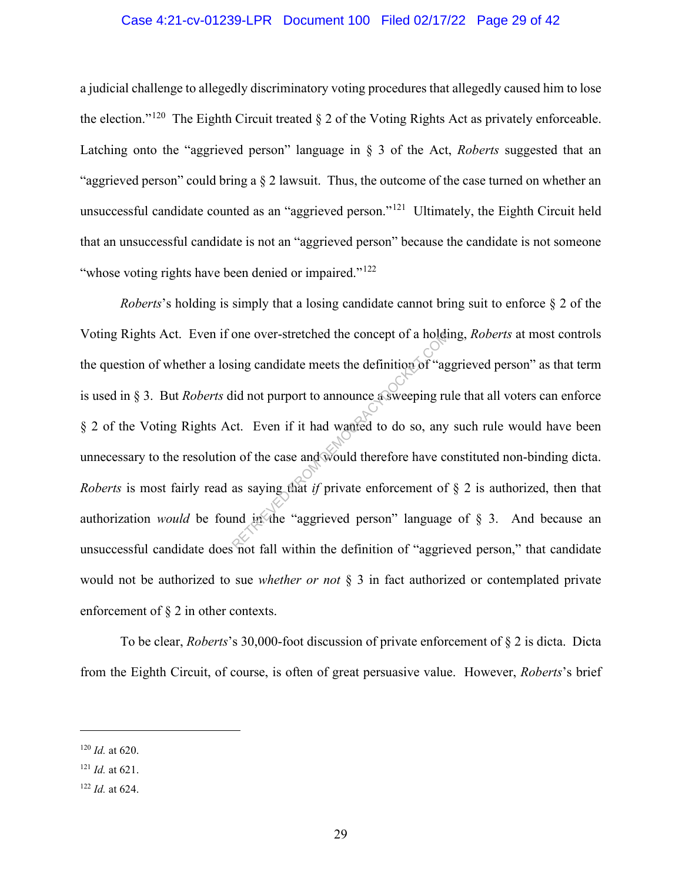a judicial challenge to allegedly discriminatory voting procedures that allegedly caused him to lose the election."[120] The Eighth Circuit treated § 2 of the Voting Rights Act as privately enforceable. Latching onto the "aggrieved person" language in § 3 of the Act, *Roberts* suggested that an "aggrieved person" could bring a § 2 lawsuit. Thus, the outcome of the case turned on whether an unsuccessful candidate counted as an "aggrieved person."[121] Ultimately, the Eighth Circuit held that an unsuccessful candidate is not an "aggrieved person" because the candidate is not someone "whose voting rights have been denied or impaired."[122]

*Roberts*'s holding is simply that a losing candidate cannot bring suit to enforce § 2 of the Voting Rights Act. Even if one over-stretched the concept of a holding, *Roberts* at most controls the question of whether a losing candidate meets the definition of "aggrieved person" as that term is used in § 3. But *Roberts* did not purport to announce a sweeping rule that all voters can enforce § 2 of the Voting Rights Act. Even if it had wanted to do so, any such rule would have been unnecessary to the resolution of the case and would therefore have constituted non-binding dicta. *Roberts* is most fairly read as saying that *if* private enforcement of § 2 is authorized, then that authorization *would* be found in the "aggrieved person" language of § 3. And because an unsuccessful candidate does not fall within the definition of "aggrieved person," that candidate would not be authorized to sue *whether or not* § 3 in fact authorized or contemplated private enforcement of § 2 in other contexts.

To be clear, *Roberts*'s 30,000-foot discussion of private enforcement of § 2 is dicta. Dicta from the Eighth Circuit, of course, is often of great persuasive value. However, *Roberts*'s brief

---

[120] *Id.* at 620.

[121] *Id.* at 621.

[122] *Id.* at 624.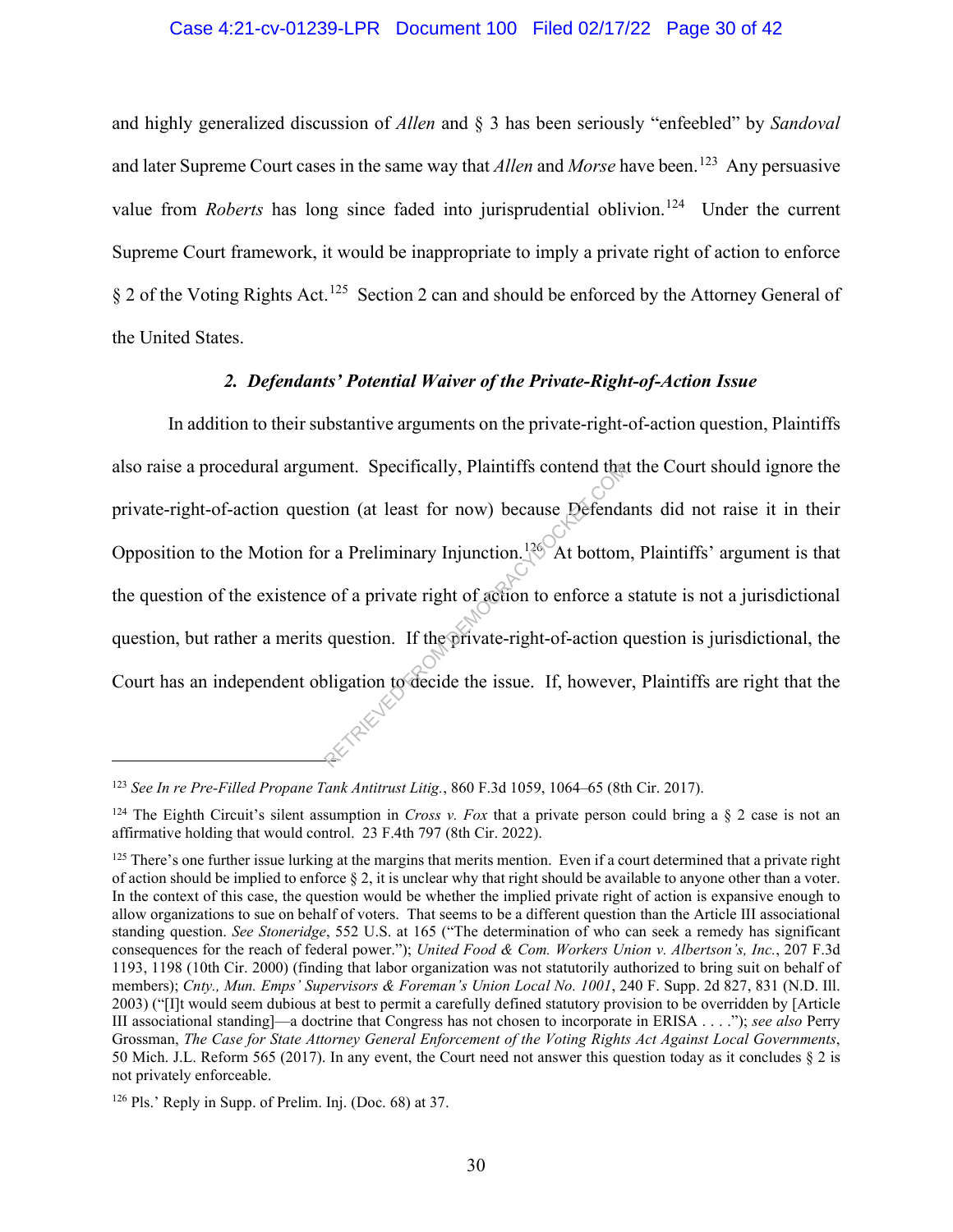and highly generalized discussion of *Allen* and § 3 has been seriously "enfeebled" by *Sandoval* and later Supreme Court cases in the same way that *Allen* and *Morse* have been.[123] Any persuasive value from *Roberts* has long since faded into jurisprudential oblivion.[124] Under the current Supreme Court framework, it would be inappropriate to imply a private right of action to enforce § 2 of the Voting Rights Act.[125] Section 2 can and should be enforced by the Attorney General of the United States.

### 2. *Defendants' Potential Waiver of the Private-Right-of-Action Issue*

In addition to their substantive arguments on the private-right-of-action question, Plaintiffs also raise a procedural argument. Specifically, Plaintiffs contend that the Court should ignore the private-right-of-action question (at least for now) because Defendants did not raise it in their Opposition to the Motion for a Preliminary Injunction.[126] At bottom, Plaintiffs' argument is that the question of the existence of a private right of action to enforce a statute is not a jurisdictional question, but rather a merits question. If the private-right-of-action question is jurisdictional, the Court has an independent obligation to decide the issue. If, however, Plaintiffs are right that the

---

[123] *See In re Pre-Filled Propane Tank Antitrust Litig.*, 860 F.3d 1059, 1064–65 (8th Cir. 2017).

[124] The Eighth Circuit's silent assumption in *Cross v. Fox* that a private person could bring a § 2 case is not an affirmative holding that would control. 23 F.4th 797 (8th Cir. 2022).

[125] There's one further issue lurking at the margins that merits mention. Even if a court determined that a private right of action should be implied to enforce § 2, it is unclear why that right should be available to anyone other than a voter. In the context of this case, the question would be whether the implied private right of action is expansive enough to allow organizations to sue on behalf of voters. That seems to be a different question than the Article III associational standing question. *See Stoneridge*, 552 U.S. at 165 ("The determination of who can seek a remedy has significant consequences for the reach of federal power."); *United Food & Com. Workers Union v. Albertson's, Inc.*, 207 F.3d 1193, 1198 (10th Cir. 2000) (finding that labor organization was not statutorily authorized to bring suit on behalf of members); *Cnty., Mun. Emps' Supervisors & Foreman's Union Local No. 1001*, 240 F. Supp. 2d 827, 831 (N.D. Ill. 2003) ("[I]t would seem dubious at best to permit a carefully defined statutory provision to be overridden by [Article III associational standing]—a doctrine that Congress has not chosen to incorporate in ERISA . . . ."); *see also* Perry Grossman, *The Case for State Attorney General Enforcement of the Voting Rights Act Against Local Governments*, 50 Mich. J.L. Reform 565 (2017). In any event, the Court need not answer this question today as it concludes § 2 is not privately enforceable.

[126] Pls.' Reply in Supp. of Prelim. Inj. (Doc. 68) at 37.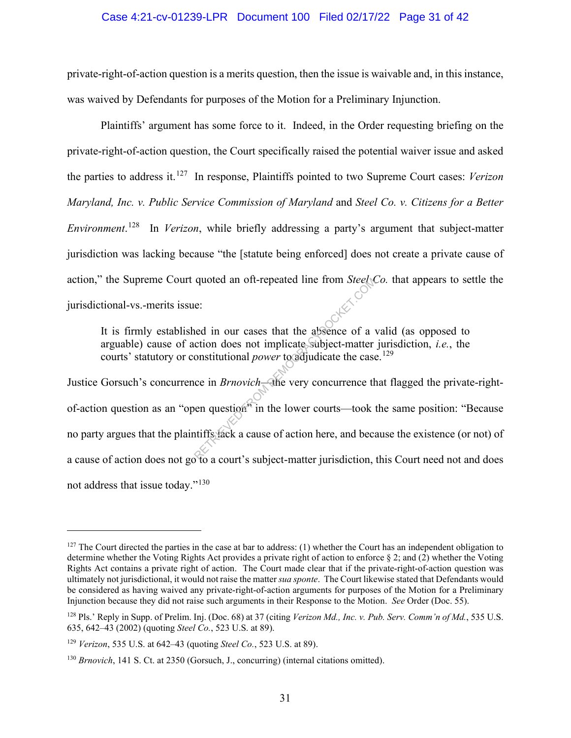private-right-of-action question is a merits question, then the issue is waivable and, in this instance, was waived by Defendants for purposes of the Motion for a Preliminary Injunction.

Plaintiffs' argument has some force to it. Indeed, in the Order requesting briefing on the private-right-of-action question, the Court specifically raised the potential waiver issue and asked the parties to address it.[127] In response, Plaintiffs pointed to two Supreme Court cases: *Verizon Maryland, Inc. v. Public Service Commission of Maryland* and *Steel Co. v. Citizens for a Better Environment*.[128] In *Verizon*, while briefly addressing a party's argument that subject-matter jurisdiction was lacking because "the [statute being enforced] does not create a private cause of action," the Supreme Court quoted an oft-repeated line from *Steel Co.* that appears to settle the jurisdictional-vs.-merits issue:

> It is firmly established in our cases that the absence of a valid (as opposed to arguable) cause of action does not implicate subject-matter jurisdiction, *i.e.*, the courts' statutory or constitutional *power* to adjudicate the case.[129]

Justice Gorsuch's concurrence in *Brnovich*—the very concurrence that flagged the private-right-of-action question as an "open question" in the lower courts—took the same position: "Because no party argues that the plaintiffs lack a cause of action here, and because the existence (or not) of a cause of action does not go to a court's subject-matter jurisdiction, this Court need not and does not address that issue today."[130]

---

[127] The Court directed the parties in the case at bar to address: (1) whether the Court has an independent obligation to determine whether the Voting Rights Act provides a private right of action to enforce § 2; and (2) whether the Voting Rights Act contains a private right of action. The Court made clear that if the private-right-of-action question was ultimately not jurisdictional, it would not raise the matter *sua sponte*. The Court likewise stated that Defendants would be considered as having waived any private-right-of-action arguments for purposes of the Motion for a Preliminary Injunction because they did not raise such arguments in their Response to the Motion. *See* Order (Doc. 55).

[128] Pls.' Reply in Supp. of Prelim. Inj. (Doc. 68) at 37 (citing *Verizon Md., Inc. v. Pub. Serv. Comm'n of Md.*, 535 U.S. 635, 642–43 (2002) (quoting *Steel Co.*, 523 U.S. at 89).

[129] *Verizon*, 535 U.S. at 642–43 (quoting *Steel Co.*, 523 U.S. at 89).

[130] *Brnovich*, 141 S. Ct. at 2350 (Gorsuch, J., concurring) (internal citations omitted).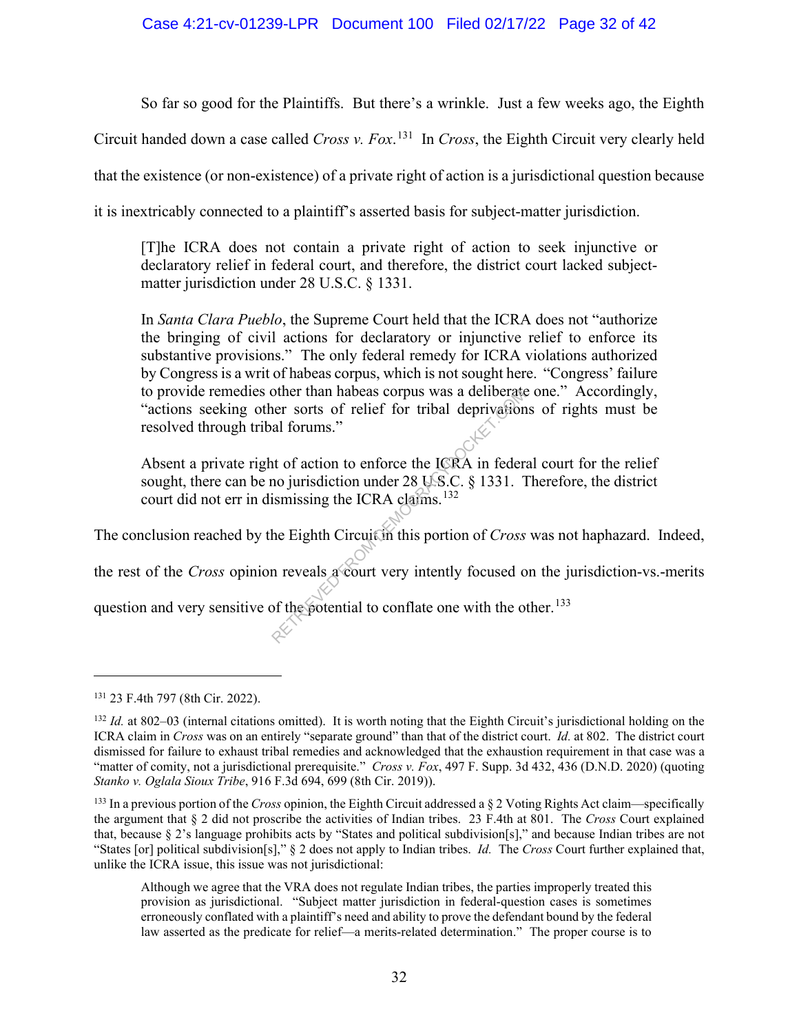So far so good for the Plaintiffs. But there's a wrinkle. Just a few weeks ago, the Eighth Circuit handed down a case called *Cross v. Fox*.[131] In *Cross*, the Eighth Circuit very clearly held that the existence (or non-existence) of a private right of action is a jurisdictional question because it is inextricably connected to a plaintiff's asserted basis for subject-matter jurisdiction.

> [T]he ICRA does not contain a private right of action to seek injunctive or declaratory relief in federal court, and therefore, the district court lacked subject-matter jurisdiction under 28 U.S.C. § 1331.
>
> In *Santa Clara Pueblo*, the Supreme Court held that the ICRA does not "authorize the bringing of civil actions for declaratory or injunctive relief to enforce its substantive provisions." The only federal remedy for ICRA violations authorized by Congress is a writ of habeas corpus, which is not sought here. "Congress' failure to provide remedies other than habeas corpus was a deliberate one." Accordingly, "actions seeking other sorts of relief for tribal deprivations of rights must be resolved through tribal forums."
>
> Absent a private right of action to enforce the ICRA in federal court for the relief sought, there can be no jurisdiction under 28 U.S.C. § 1331. Therefore, the district court did not err in dismissing the ICRA claims.[132]

The conclusion reached by the Eighth Circuit in this portion of *Cross* was not haphazard. Indeed, the rest of the *Cross* opinion reveals a court very intently focused on the jurisdiction-vs.-merits question and very sensitive of the potential to conflate one with the other.[133]

---

[131] 23 F.4th 797 (8th Cir. 2022).

[132] *Id.* at 802–03 (internal citations omitted). It is worth noting that the Eighth Circuit's jurisdictional holding on the ICRA claim in *Cross* was on an entirely "separate ground" than that of the district court. *Id.* at 802. The district court dismissed for failure to exhaust tribal remedies and acknowledged that the exhaustion requirement in that case was a "matter of comity, not a jurisdictional prerequisite." *Cross v. Fox*, 497 F. Supp. 3d 432, 436 (D.N.D. 2020) (quoting *Stanko v. Oglala Sioux Tribe*, 916 F.3d 694, 699 (8th Cir. 2019)).

[133] In a previous portion of the *Cross* opinion, the Eighth Circuit addressed a § 2 Voting Rights Act claim—specifically the argument that § 2 did not proscribe the activities of Indian tribes. 23 F.4th at 801. The *Cross* Court explained that, because § 2's language prohibits acts by "States and political subdivision[s]," and because Indian tribes are not "States [or] political subdivision[s]," § 2 does not apply to Indian tribes. *Id.* The *Cross* Court further explained that, unlike the ICRA issue, this issue was not jurisdictional:

> Although we agree that the VRA does not regulate Indian tribes, the parties improperly treated this provision as jurisdictional. "Subject matter jurisdiction in federal-question cases is sometimes erroneously conflated with a plaintiff's need and ability to prove the defendant bound by the federal law asserted as the predicate for relief—a merits-related determination." The proper course is to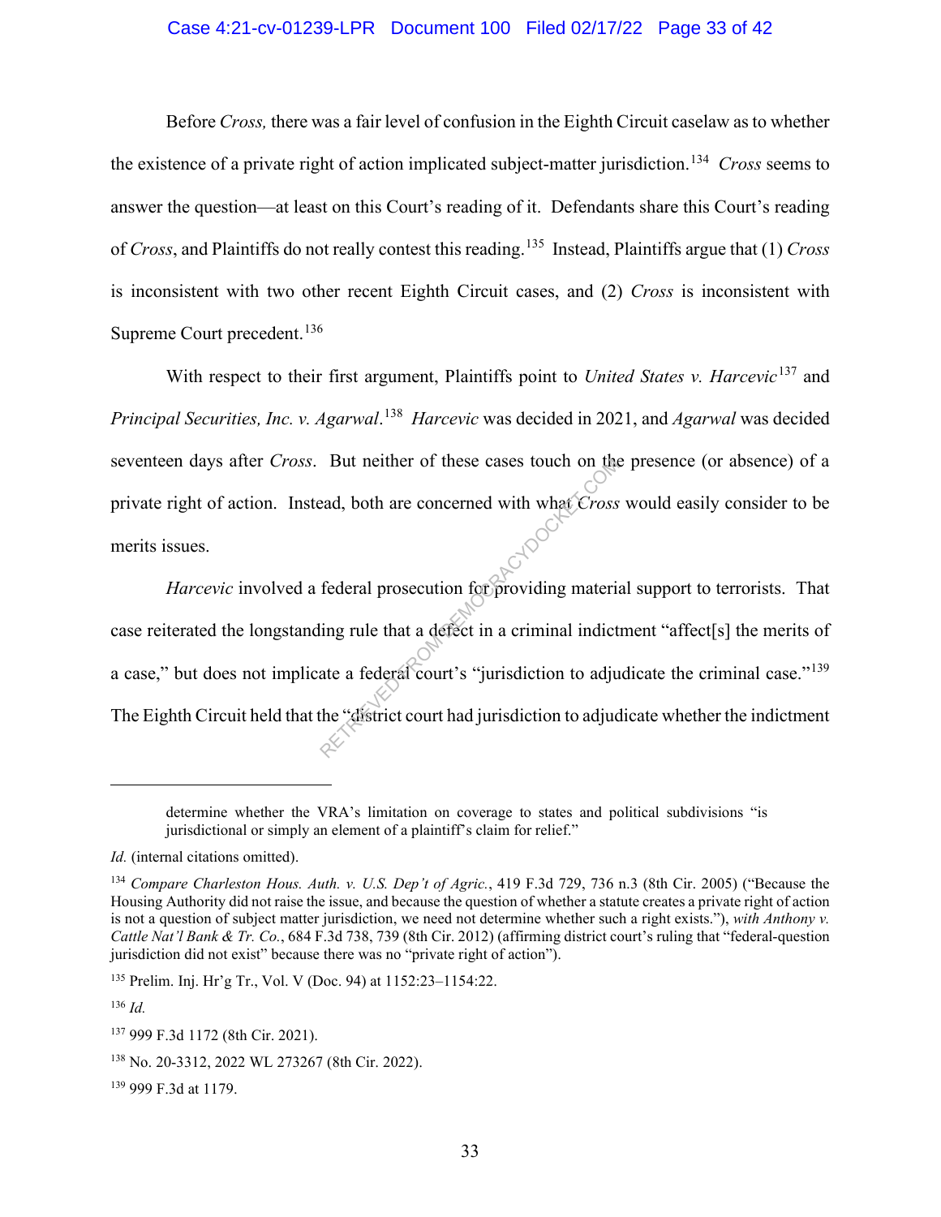Before *Cross,* there was a fair level of confusion in the Eighth Circuit caselaw as to whether the existence of a private right of action implicated subject-matter jurisdiction.[134] *Cross* seems to answer the question—at least on this Court's reading of it. Defendants share this Court's reading of *Cross*, and Plaintiffs do not really contest this reading.[135] Instead, Plaintiffs argue that (1) *Cross* is inconsistent with two other recent Eighth Circuit cases, and (2) *Cross* is inconsistent with Supreme Court precedent.[136]

With respect to their first argument, Plaintiffs point to *United States v. Harcevic*[137] and *Principal Securities, Inc. v. Agarwal*.[138] *Harcevic* was decided in 2021, and *Agarwal* was decided seventeen days after *Cross*. But neither of these cases touch on the presence (or absence) of a private right of action. Instead, both are concerned with what *Cross* would easily consider to be merits issues.

*Harcevic* involved a federal prosecution for providing material support to terrorists. That case reiterated the longstanding rule that a defect in a criminal indictment "affect[s] the merits of a case," but does not implicate a federal court's "jurisdiction to adjudicate the criminal case."[139] The Eighth Circuit held that the "district court had jurisdiction to adjudicate whether the indictment

---

determine whether the VRA's limitation on coverage to states and political subdivisions "is jurisdictional or simply an element of a plaintiff's claim for relief."

*Id.* (internal citations omitted).

[134] *Compare Charleston Hous. Auth. v. U.S. Dep't of Agric.*, 419 F.3d 729, 736 n.3 (8th Cir. 2005) ("Because the Housing Authority did not raise the issue, and because the question of whether a statute creates a private right of action is not a question of subject matter jurisdiction, we need not determine whether such a right exists."), *with Anthony v. Cattle Nat'l Bank & Tr. Co.*, 684 F.3d 738, 739 (8th Cir. 2012) (affirming district court's ruling that "federal-question jurisdiction did not exist" because there was no "private right of action").

[135] Prelim. Inj. Hr'g Tr., Vol. V (Doc. 94) at 1152:23–1154:22.

[136] *Id.*

[137] 999 F.3d 1172 (8th Cir. 2021).

[138] No. 20-3312, 2022 WL 273267 (8th Cir. 2022).

[139] 999 F.3d at 1179.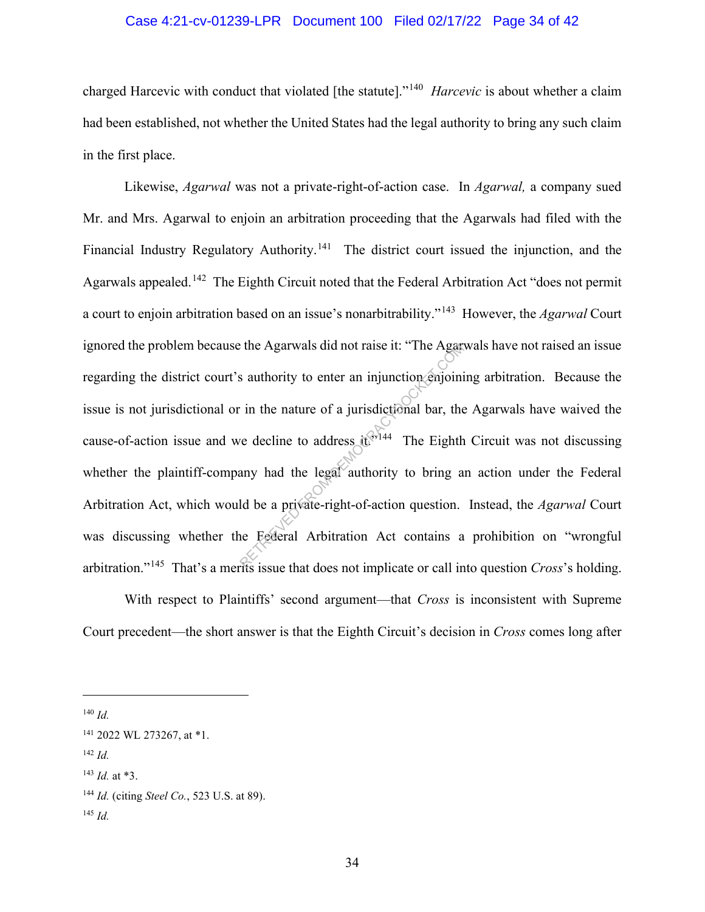charged Harcevic with conduct that violated [the statute]."[140] *Harcevic* is about whether a claim had been established, not whether the United States had the legal authority to bring any such claim in the first place.

Likewise, *Agarwal* was not a private-right-of-action case. In *Agarwal,* a company sued Mr. and Mrs. Agarwal to enjoin an arbitration proceeding that the Agarwals had filed with the Financial Industry Regulatory Authority.[141] The district court issued the injunction, and the Agarwals appealed.[142] The Eighth Circuit noted that the Federal Arbitration Act "does not permit a court to enjoin arbitration based on an issue's nonarbitrability."[143] However, the *Agarwal* Court ignored the problem because the Agarwals did not raise it: "The Agarwals have not raised an issue regarding the district court's authority to enter an injunction enjoining arbitration. Because the issue is not jurisdictional or in the nature of a jurisdictional bar, the Agarwals have waived the cause-of-action issue and we decline to address it."[144] The Eighth Circuit was not discussing whether the plaintiff-company had the legal authority to bring an action under the Federal Arbitration Act, which would be a private-right-of-action question. Instead, the *Agarwal* Court was discussing whether the Federal Arbitration Act contains a prohibition on "wrongful arbitration."[145] That's a merits issue that does not implicate or call into question *Cross*'s holding.

With respect to Plaintiffs' second argument—that *Cross* is inconsistent with Supreme Court precedent—the short answer is that the Eighth Circuit's decision in *Cross* comes long after

---

[140] *Id.*

[141] 2022 WL 273267, at *1.

[142] *Id.*

[143] *Id.* at *3.

[144] *Id.* (citing *Steel Co.*, 523 U.S. at 89).

[145] *Id.*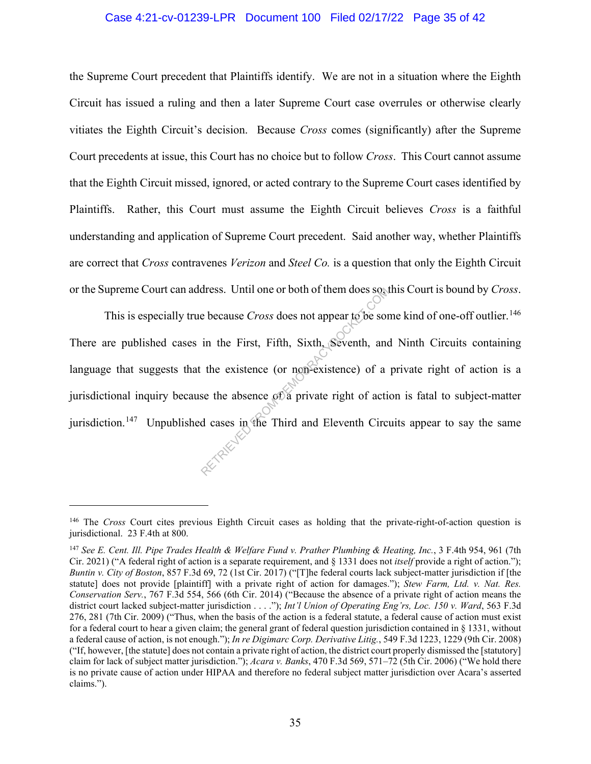the Supreme Court precedent that Plaintiffs identify. We are not in a situation where the Eighth Circuit has issued a ruling and then a later Supreme Court case overrules or otherwise clearly vitiates the Eighth Circuit's decision. Because *Cross* comes (significantly) after the Supreme Court precedents at issue, this Court has no choice but to follow *Cross*. This Court cannot assume that the Eighth Circuit missed, ignored, or acted contrary to the Supreme Court cases identified by Plaintiffs. Rather, this Court must assume the Eighth Circuit believes *Cross* is a faithful understanding and application of Supreme Court precedent. Said another way, whether Plaintiffs are correct that *Cross* contravenes *Verizon* and *Steel Co.* is a question that only the Eighth Circuit or the Supreme Court can address. Until one or both of them does so, this Court is bound by *Cross*.

This is especially true because *Cross* does not appear to be some kind of one-off outlier.[146] There are published cases in the First, Fifth, Sixth, Seventh, and Ninth Circuits containing language that suggests that the existence (or non-existence) of a private right of action is a jurisdictional inquiry because the absence of a private right of action is fatal to subject-matter jurisdiction.[147] Unpublished cases in the Third and Eleventh Circuits appear to say the same

---

[146] The *Cross* Court cites previous Eighth Circuit cases as holding that the private-right-of-action question is jurisdictional. 23 F.4th at 800.

[147] *See E. Cent. Ill. Pipe Trades Health & Welfare Fund v. Prather Plumbing & Heating, Inc.*, 3 F.4th 954, 961 (7th Cir. 2021) ("A federal right of action is a separate requirement, and § 1331 does not *itself* provide a right of action."); *Buntin v. City of Boston*, 857 F.3d 69, 72 (1st Cir. 2017) ("[T]he federal courts lack subject-matter jurisdiction if [the statute] does not provide [plaintiff] with a private right of action for damages."); *Stew Farm, Ltd. v. Nat. Res. Conservation Serv.*, 767 F.3d 554, 566 (6th Cir. 2014) ("Because the absence of a private right of action means the district court lacked subject-matter jurisdiction . . . ."); *Int'l Union of Operating Eng'rs, Loc. 150 v. Ward*, 563 F.3d 276, 281 (7th Cir. 2009) ("Thus, when the basis of the action is a federal statute, a federal cause of action must exist for a federal court to hear a given claim; the general grant of federal question jurisdiction contained in § 1331, without a federal cause of action, is not enough."); *In re Digimarc Corp. Derivative Litig.*, 549 F.3d 1223, 1229 (9th Cir. 2008) ("If, however, [the statute] does not contain a private right of action, the district court properly dismissed the [statutory] claim for lack of subject matter jurisdiction."); *Acara v. Banks*, 470 F.3d 569, 571–72 (5th Cir. 2006) ("We hold there is no private cause of action under HIPAA and therefore no federal subject matter jurisdiction over Acara's asserted claims.").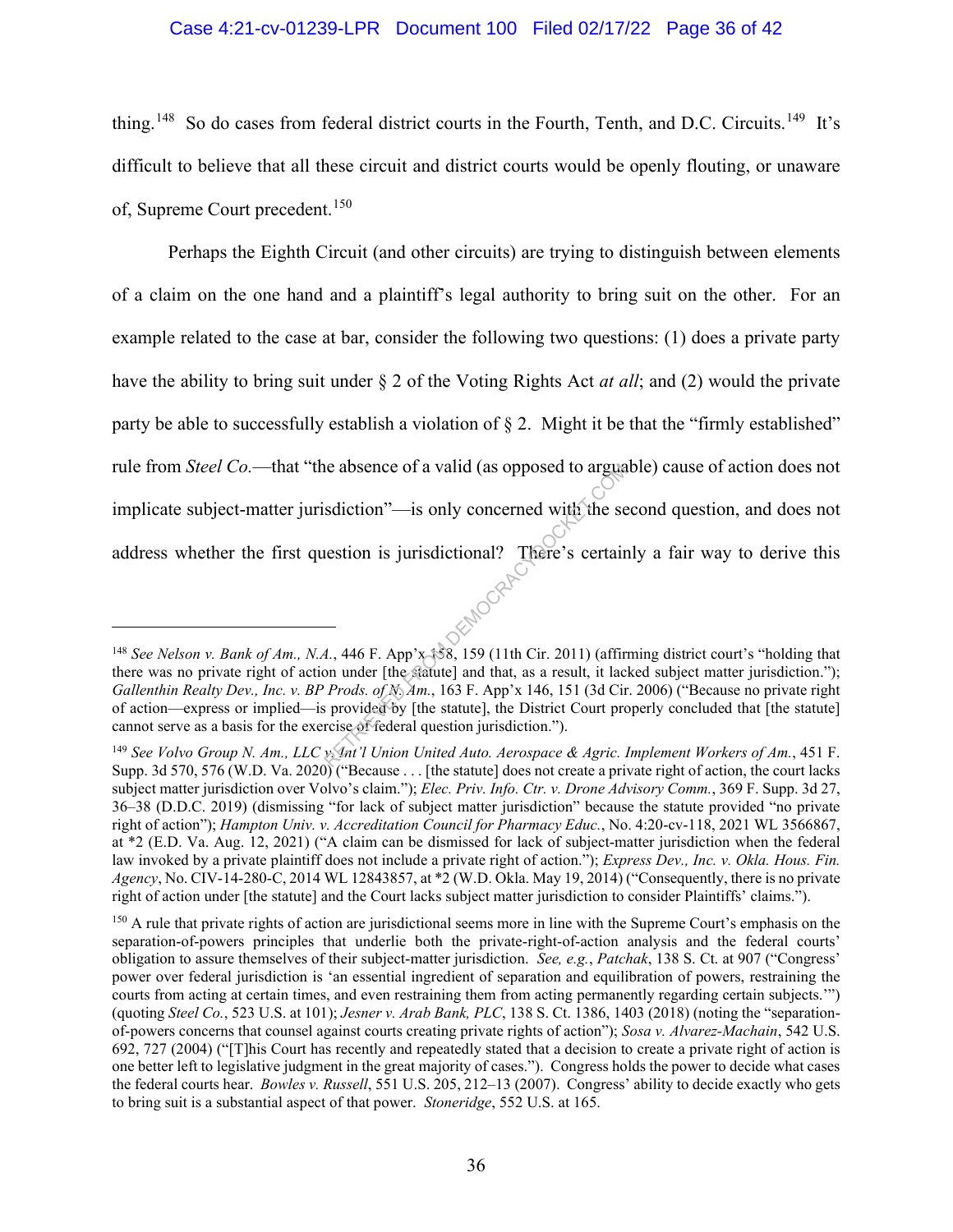thing.[148] So do cases from federal district courts in the Fourth, Tenth, and D.C. Circuits.[149] It's difficult to believe that all these circuit and district courts would be openly flouting, or unaware of, Supreme Court precedent.[150]

Perhaps the Eighth Circuit (and other circuits) are trying to distinguish between elements of a claim on the one hand and a plaintiff's legal authority to bring suit on the other. For an example related to the case at bar, consider the following two questions: (1) does a private party have the ability to bring suit under § 2 of the Voting Rights Act *at all*; and (2) would the private party be able to successfully establish a violation of § 2. Might it be that the "firmly established" rule from *Steel Co.*—that "the absence of a valid (as opposed to arguable) cause of action does not implicate subject-matter jurisdiction"—is only concerned with the second question, and does not address whether the first question is jurisdictional? There's certainly a fair way to derive this

---

[148] *See Nelson v. Bank of Am., N.A.*, 446 F. App'x 158, 159 (11th Cir. 2011) (affirming district court's "holding that there was no private right of action under [the statute] and that, as a result, it lacked subject matter jurisdiction."); *Gallenthin Realty Dev., Inc. v. BP Prods. of N. Am.*, 163 F. App'x 146, 151 (3d Cir. 2006) ("Because no private right of action—express or implied—is provided by [the statute], the District Court properly concluded that [the statute] cannot serve as a basis for the exercise of federal question jurisdiction.").

[149] *See Volvo Group N. Am., LLC v. Int'l Union United Auto. Aerospace & Agric. Implement Workers of Am.*, 451 F. Supp. 3d 570, 576 (W.D. Va. 2020) ("Because . . . [the statute] does not create a private right of action, the court lacks subject matter jurisdiction over Volvo's claim."); *Elec. Priv. Info. Ctr. v. Drone Advisory Comm.*, 369 F. Supp. 3d 27, 36–38 (D.D.C. 2019) (dismissing "for lack of subject matter jurisdiction" because the statute provided "no private right of action"); *Hampton Univ. v. Accreditation Council for Pharmacy Educ.*, No. 4:20-cv-118, 2021 WL 3566867, at *2 (E.D. Va. Aug. 12, 2021) ("A claim can be dismissed for lack of subject-matter jurisdiction when the federal law invoked by a private plaintiff does not include a private right of action."); *Express Dev., Inc. v. Okla. Hous. Fin. Agency*, No. CIV-14-280-C, 2014 WL 12843857, at *2 (W.D. Okla. May 19, 2014) ("Consequently, there is no private right of action under [the statute] and the Court lacks subject matter jurisdiction to consider Plaintiffs' claims.").

[150] A rule that private rights of action are jurisdictional seems more in line with the Supreme Court's emphasis on the separation-of-powers principles that underlie both the private-right-of-action analysis and the federal courts' obligation to assure themselves of their subject-matter jurisdiction. *See, e.g.*, *Patchak*, 138 S. Ct. at 907 ("Congress' power over federal jurisdiction is 'an essential ingredient of separation and equilibration of powers, restraining the courts from acting at certain times, and even restraining them from acting permanently regarding certain subjects.'") (quoting *Steel Co.*, 523 U.S. at 101); *Jesner v. Arab Bank, PLC*, 138 S. Ct. 1386, 1403 (2018) (noting the "separation-of-powers concerns that counsel against courts creating private rights of action"); *Sosa v. Alvarez-Machain*, 542 U.S. 692, 727 (2004) ("[T]his Court has recently and repeatedly stated that a decision to create a private right of action is one better left to legislative judgment in the great majority of cases."). Congress holds the power to decide what cases the federal courts hear. *Bowles v. Russell*, 551 U.S. 205, 212–13 (2007). Congress' ability to decide exactly who gets to bring suit is a substantial aspect of that power. *Stoneridge*, 552 U.S. at 165.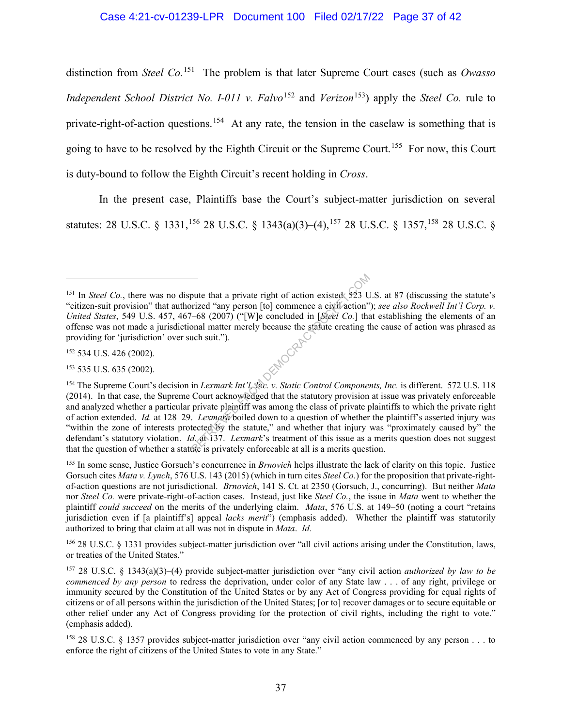distinction from *Steel Co.*[151] The problem is that later Supreme Court cases (such as *Owasso Independent School District No. I-011 v. Falvo*[152] and *Verizon*[153]) apply the *Steel Co.* rule to private-right-of-action questions.[154] At any rate, the tension in the caselaw is something that is going to have to be resolved by the Eighth Circuit or the Supreme Court.[155] For now, this Court is duty-bound to follow the Eighth Circuit's recent holding in *Cross*.

In the present case, Plaintiffs base the Court's subject-matter jurisdiction on several statutes: 28 U.S.C. § 1331,[156] 28 U.S.C. § 1343(a)(3)–(4),[157] 28 U.S.C. § 1357,[158] 28 U.S.C. §

---

[151] In *Steel Co.*, there was no dispute that a private right of action existed. 523 U.S. at 87 (discussing the statute's "citizen-suit provision" that authorized "any person [to] commence a civil action"); *see also Rockwell Int'l Corp. v. United States*, 549 U.S. 457, 467–68 (2007) ("[W]e concluded in [*Steel Co.*] that establishing the elements of an offense was not made a jurisdictional matter merely because the statute creating the cause of action was phrased as providing for 'jurisdiction' over such suit.").

[152] 534 U.S. 426 (2002).

[153] 535 U.S. 635 (2002).

[154] The Supreme Court's decision in *Lexmark Int'l, Inc. v. Static Control Components, Inc.* is different. 572 U.S. 118 (2014). In that case, the Supreme Court acknowledged that the statutory provision at issue was privately enforceable and analyzed whether a particular private plaintiff was among the class of private plaintiffs to which the private right of action extended. *Id.* at 128–29. *Lexmark* boiled down to a question of whether the plaintiff's asserted injury was "within the zone of interests protected by the statute," and whether that injury was "proximately caused by" the defendant's statutory violation. *Id.* at 137. *Lexmark*'s treatment of this issue as a merits question does not suggest that the question of whether a statute is privately enforceable at all is a merits question.

[155] In some sense, Justice Gorsuch's concurrence in *Brnovich* helps illustrate the lack of clarity on this topic. Justice Gorsuch cites *Mata v. Lynch*, 576 U.S. 143 (2015) (which in turn cites *Steel Co.*) for the proposition that private-right-of-action questions are not jurisdictional. *Brnovich*, 141 S. Ct. at 2350 (Gorsuch, J., concurring). But neither *Mata* nor *Steel Co.* were private-right-of-action cases. Instead, just like *Steel Co.*, the issue in *Mata* went to whether the plaintiff *could succeed* on the merits of the underlying claim. *Mata*, 576 U.S. at 149–50 (noting a court "retains jurisdiction even if [a plaintiff's] appeal *lacks merit*") (emphasis added). Whether the plaintiff was statutorily authorized to bring that claim at all was not in dispute in *Mata*. *Id.*

[156] 28 U.S.C. § 1331 provides subject-matter jurisdiction over "all civil actions arising under the Constitution, laws, or treaties of the United States."

[157] 28 U.S.C. § 1343(a)(3)–(4) provide subject-matter jurisdiction over "any civil action *authorized by law to be commenced by any person* to redress the deprivation, under color of any State law . . . of any right, privilege or immunity secured by the Constitution of the United States or by any Act of Congress providing for equal rights of citizens or of all persons within the jurisdiction of the United States; [or to] recover damages or to secure equitable or other relief under any Act of Congress providing for the protection of civil rights, including the right to vote." (emphasis added).

[158] 28 U.S.C. § 1357 provides subject-matter jurisdiction over "any civil action commenced by any person . . . to enforce the right of citizens of the United States to vote in any State."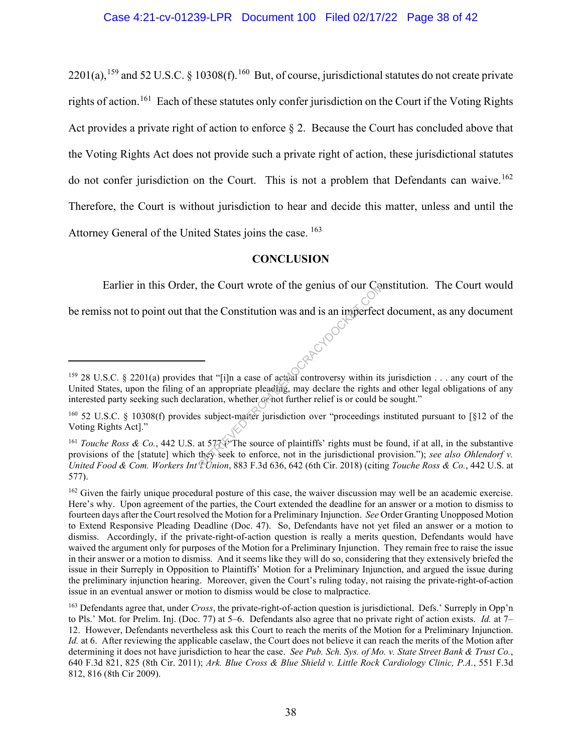2201(a),[159] and 52 U.S.C. § 10308(f).[160] But, of course, jurisdictional statutes do not create private rights of action.[161] Each of these statutes only confer jurisdiction on the Court if the Voting Rights Act provides a private right of action to enforce § 2. Because the Court has concluded above that the Voting Rights Act does not provide such a private right of action, these jurisdictional statutes do not confer jurisdiction on the Court. This is not a problem that Defendants can waive.[162] Therefore, the Court is without jurisdiction to hear and decide this matter, unless and until the Attorney General of the United States joins the case.[163]

## CONCLUSION

Earlier in this Order, the Court wrote of the genius of our Constitution. The Court would be remiss not to point out that the Constitution was and is an imperfect document, as any document

---

[159] 28 U.S.C. § 2201(a) provides that "[i]n a case of actual controversy within its jurisdiction . . . any court of the United States, upon the filing of an appropriate pleading, may declare the rights and other legal obligations of any interested party seeking such declaration, whether or not further relief is or could be sought."

[160] 52 U.S.C. § 10308(f) provides subject-matter jurisdiction over "proceedings instituted pursuant to [§12 of the Voting Rights Act]."

[161] *Touche Ross & Co.*, 442 U.S. at 577 ("The source of plaintiffs' rights must be found, if at all, in the substantive provisions of the [statute] which they seek to enforce, not in the jurisdictional provision."); *see also Ohlendorf v. United Food & Com. Workers Int'l Union*, 883 F.3d 636, 642 (6th Cir. 2018) (citing *Touche Ross & Co.*, 442 U.S. at 577).

[162] Given the fairly unique procedural posture of this case, the waiver discussion may well be an academic exercise. Here's why. Upon agreement of the parties, the Court extended the deadline for an answer or a motion to dismiss to fourteen days after the Court resolved the Motion for a Preliminary Injunction. *See* Order Granting Unopposed Motion to Extend Responsive Pleading Deadline (Doc. 47). So, Defendants have not yet filed an answer or a motion to dismiss. Accordingly, if the private-right-of-action question is really a merits question, Defendants would have waived the argument only for purposes of the Motion for a Preliminary Injunction. They remain free to raise the issue in their answer or a motion to dismiss. And it seems like they will do so, considering that they extensively briefed the issue in their Surreply in Opposition to Plaintiffs' Motion for a Preliminary Injunction, and argued the issue during the preliminary injunction hearing. Moreover, given the Court's ruling today, not raising the private-right-of-action issue in an eventual answer or motion to dismiss would be close to malpractice.

[163] Defendants agree that, under *Cross*, the private-right-of-action question is jurisdictional. Defs.' Surreply in Opp'n to Pls.' Mot. for Prelim. Inj. (Doc. 77) at 5–6. Defendants also agree that no private right of action exists. *Id.* at 7–12. However, Defendants nevertheless ask this Court to reach the merits of the Motion for a Preliminary Injunction. *Id.* at 6. After reviewing the applicable caselaw, the Court does not believe it can reach the merits of the Motion after determining it does not have jurisdiction to hear the case. *See Pub. Sch. Sys. of Mo. v. State Street Bank & Trust Co.*, 640 F.3d 821, 825 (8th Cir. 2011); *Ark. Blue Cross & Blue Shield v. Little Rock Cardiology Clinic, P.A.*, 551 F.3d 812, 816 (8th Cir 2009).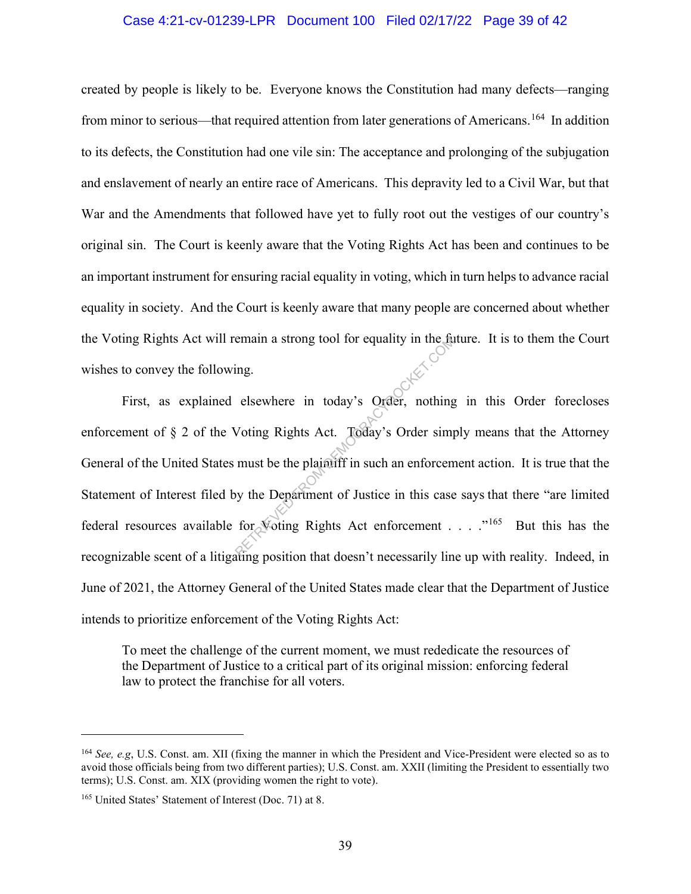created by people is likely to be. Everyone knows the Constitution had many defects—ranging from minor to serious—that required attention from later generations of Americans.[164] In addition to its defects, the Constitution had one vile sin: The acceptance and prolonging of the subjugation and enslavement of nearly an entire race of Americans. This depravity led to a Civil War, but that War and the Amendments that followed have yet to fully root out the vestiges of our country's original sin. The Court is keenly aware that the Voting Rights Act has been and continues to be an important instrument for ensuring racial equality in voting, which in turn helps to advance racial equality in society. And the Court is keenly aware that many people are concerned about whether the Voting Rights Act will remain a strong tool for equality in the future. It is to them the Court wishes to convey the following.

First, as explained elsewhere in today's Order, nothing in this Order forecloses enforcement of § 2 of the Voting Rights Act. Today's Order simply means that the Attorney General of the United States must be the plaintiff in such an enforcement action. It is true that the Statement of Interest filed by the Department of Justice in this case says that there "are limited federal resources available for Voting Rights Act enforcement . . . ."[165] But this has the recognizable scent of a litigating position that doesn't necessarily line up with reality. Indeed, in June of 2021, the Attorney General of the United States made clear that the Department of Justice intends to prioritize enforcement of the Voting Rights Act:

> To meet the challenge of the current moment, we must rededicate the resources of the Department of Justice to a critical part of its original mission: enforcing federal law to protect the franchise for all voters.

---

[164] *See, e.g*, U.S. Const. am. XII (fixing the manner in which the President and Vice-President were elected so as to avoid those officials being from two different parties); U.S. Const. am. XXII (limiting the President to essentially two terms); U.S. Const. am. XIX (providing women the right to vote).

[165] United States' Statement of Interest (Doc. 71) at 8.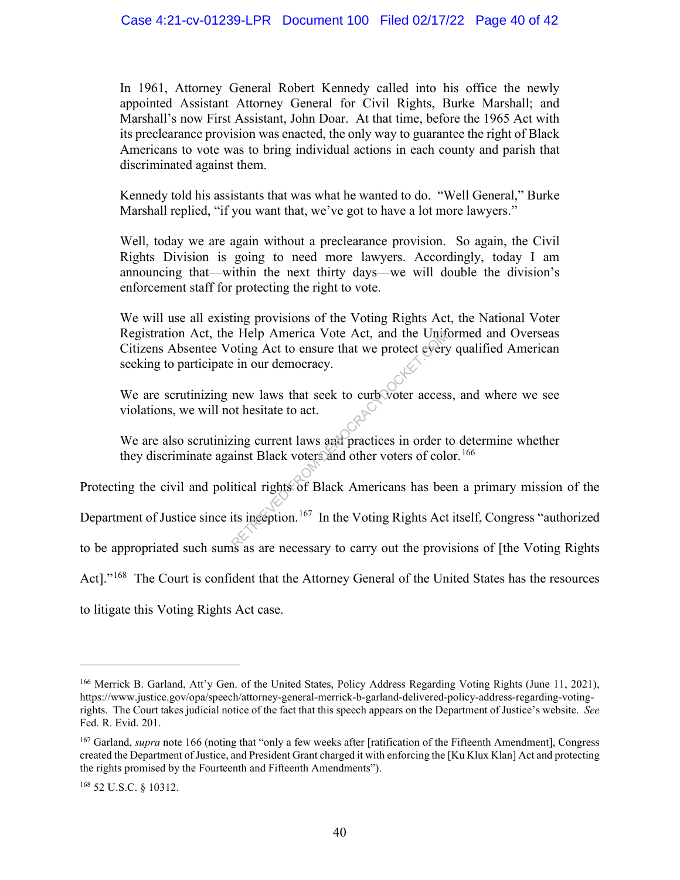> In 1961, Attorney General Robert Kennedy called into his office the newly appointed Assistant Attorney General for Civil Rights, Burke Marshall; and Marshall's now First Assistant, John Doar. At that time, before the 1965 Act with its preclearance provision was enacted, the only way to guarantee the right of Black Americans to vote was to bring individual actions in each county and parish that discriminated against them.
>
> Kennedy told his assistants that was what he wanted to do. "Well General," Burke Marshall replied, "if you want that, we've got to have a lot more lawyers."
>
> Well, today we are again without a preclearance provision. So again, the Civil Rights Division is going to need more lawyers. Accordingly, today I am announcing that—within the next thirty days—we will double the division's enforcement staff for protecting the right to vote.
>
> We will use all existing provisions of the Voting Rights Act, the National Voter Registration Act, the Help America Vote Act, and the Uniformed and Overseas Citizens Absentee Voting Act to ensure that we protect every qualified American seeking to participate in our democracy.
>
> We are scrutinizing new laws that seek to curb voter access, and where we see violations, we will not hesitate to act.
>
> We are also scrutinizing current laws and practices in order to determine whether they discriminate against Black voters and other voters of color.[166]

Protecting the civil and political rights of Black Americans has been a primary mission of the Department of Justice since its inception.[167] In the Voting Rights Act itself, Congress "authorized to be appropriated such sums as are necessary to carry out the provisions of [the Voting Rights Act]."[168] The Court is confident that the Attorney General of the United States has the resources to litigate this Voting Rights Act case.

---

[166] Merrick B. Garland, Att'y Gen. of the United States, Policy Address Regarding Voting Rights (June 11, 2021), https://www.justice.gov/opa/speech/attorney-general-merrick-b-garland-delivered-policy-address-regarding-voting-rights. The Court takes judicial notice of the fact that this speech appears on the Department of Justice's website. *See* Fed. R. Evid. 201.

[167] Garland, *supra* note 166 (noting that "only a few weeks after [ratification of the Fifteenth Amendment], Congress created the Department of Justice, and President Grant charged it with enforcing the [Ku Klux Klan] Act and protecting the rights promised by the Fourteenth and Fifteenth Amendments").

[168] 52 U.S.C. § 10312.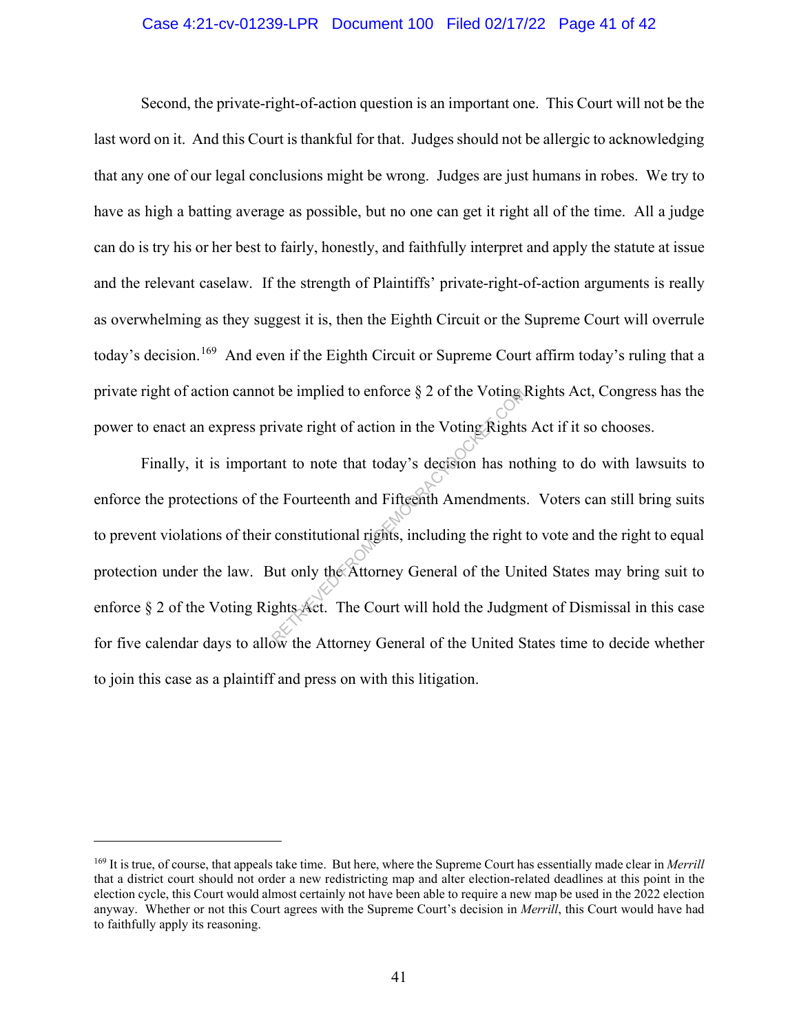Second, the private-right-of-action question is an important one. This Court will not be the last word on it. And this Court is thankful for that. Judges should not be allergic to acknowledging that any one of our legal conclusions might be wrong. Judges are just humans in robes. We try to have as high a batting average as possible, but no one can get it right all of the time. All a judge can do is try his or her best to fairly, honestly, and faithfully interpret and apply the statute at issue and the relevant caselaw. If the strength of Plaintiffs' private-right-of-action arguments is really as overwhelming as they suggest it is, then the Eighth Circuit or the Supreme Court will overrule today's decision.[169] And even if the Eighth Circuit or Supreme Court affirm today's ruling that a private right of action cannot be implied to enforce § 2 of the Voting Rights Act, Congress has the power to enact an express private right of action in the Voting Rights Act if it so chooses.

Finally, it is important to note that today's decision has nothing to do with lawsuits to enforce the protections of the Fourteenth and Fifteenth Amendments. Voters can still bring suits to prevent violations of their constitutional rights, including the right to vote and the right to equal protection under the law. But only the Attorney General of the United States may bring suit to enforce § 2 of the Voting Rights Act. The Court will hold the Judgment of Dismissal in this case for five calendar days to allow the Attorney General of the United States time to decide whether to join this case as a plaintiff and press on with this litigation.

---

[169] It is true, of course, that appeals take time. But here, where the Supreme Court has essentially made clear in *Merrill* that a district court should not order a new redistricting map and alter election-related deadlines at this point in the election cycle, this Court would almost certainly not have been able to require a new map be used in the 2022 election anyway. Whether or not this Court agrees with the Supreme Court's decision in *Merrill*, this Court would have had to faithfully apply its reasoning.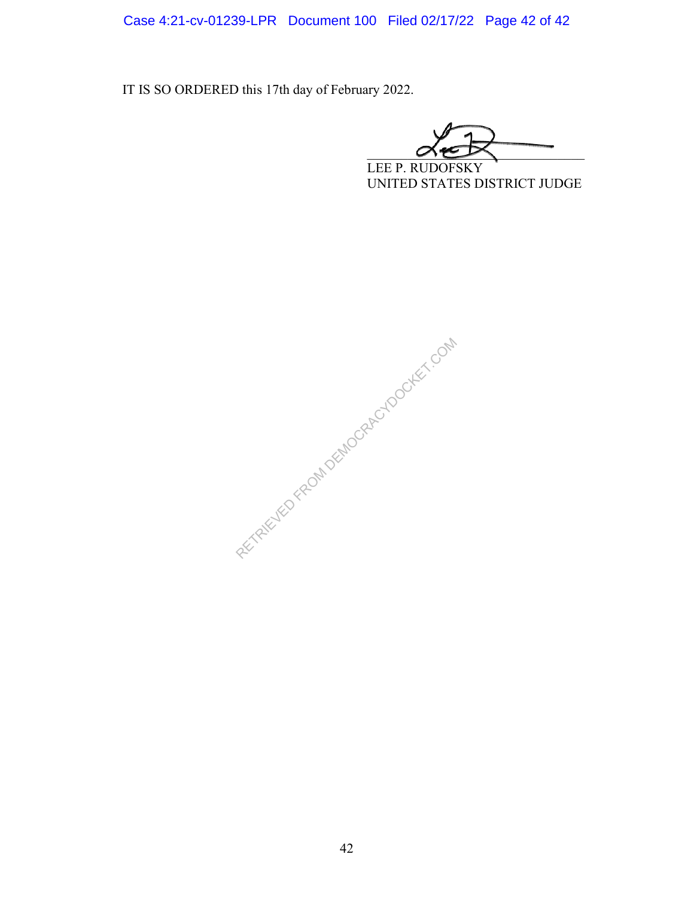IT IS SO ORDERED this 17th day of February 2022.

LEE P. RUDOFSKY
UNITED STATES DISTRICT JUDGE